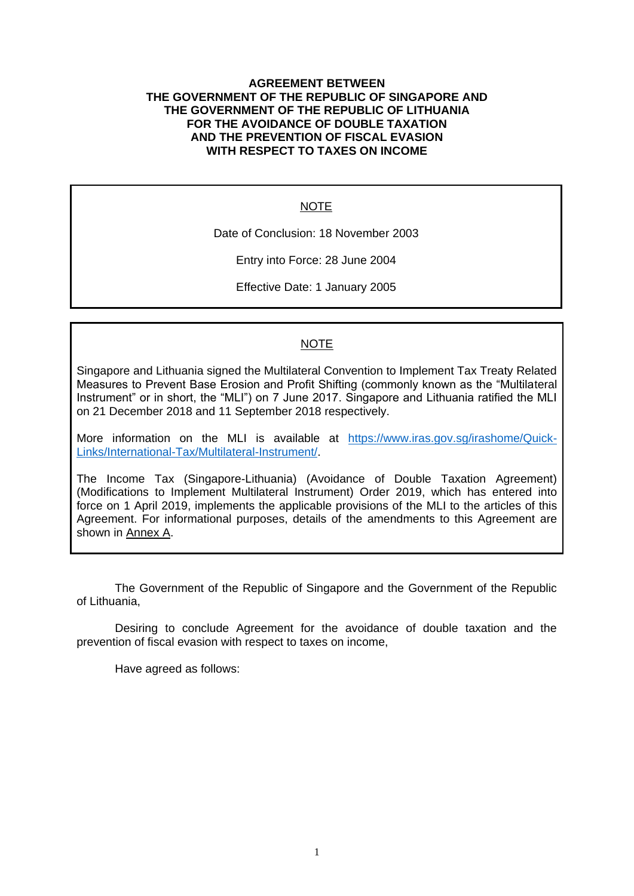# AGREEMENT BETWEEN THE GOVERNMENT OF THE REPUBLIC OF SINGAPORE AND THE GOVERNMENT OF THE REPUBLIC OF LITHUANIA FOR THE AVOIDANCE OF DOUBLE TAXATION AND THE PREVENTION OF FISCAL EVASION WITH RESPECT TO TAXES ON INCOME

NOTE

Date of Conclusion: 18 November 2003

Entry into Force: 28 June 2004

Effective Date: 1 January 2005

NOTE

Singapore and Lithuania signed the Multilateral Convention to Implement Tax Treaty Related Measures to Prevent Base Erosion and Profit Shifting (commonly known as the "Multilateral Instrument" or in short, the "MLI") on 7 June 2017. Singapore and Lithuania ratified the MLI on 21 December 2018 and 11 September 2018 respectively.

More information on the MLI is available at [https://www.iras.gov.sg/irashome/Quick-Links/International-Tax/Multilateral-Instrument/](https://www.iras.gov.sg/irashome/Quick-Links/International-Tax/Multilateral-Instrument/).

The Income Tax (Singapore-Lithuania) (Avoidance of Double Taxation Agreement) (Modifications to Implement Multilateral Instrument) Order 2019, which has entered into force on 1 April 2019, implements the applicable provisions of the MLI to the articles of this Agreement. For informational purposes, details of the amendments to this Agreement are shown in Annex A.

The Government of the Republic of Singapore and the Government of the Republic of Lithuania,

Desiring to conclude Agreement for the avoidance of double taxation and the prevention of fiscal evasion with respect to taxes on income,

Have agreed as follows: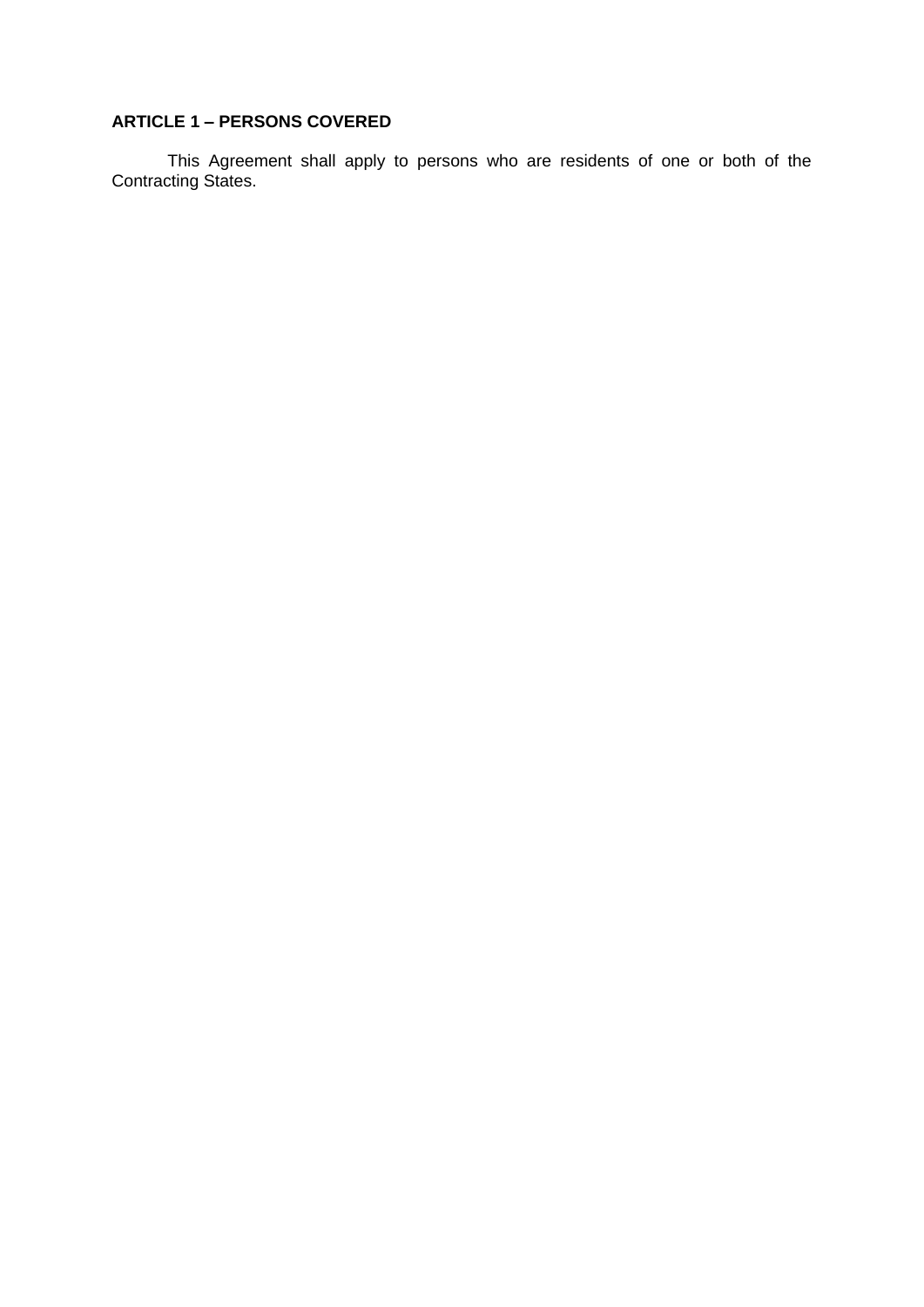**ARTICLE 1 – PERSONS COVERED**

This Agreement shall apply to persons who are residents of one or both of the Contracting States.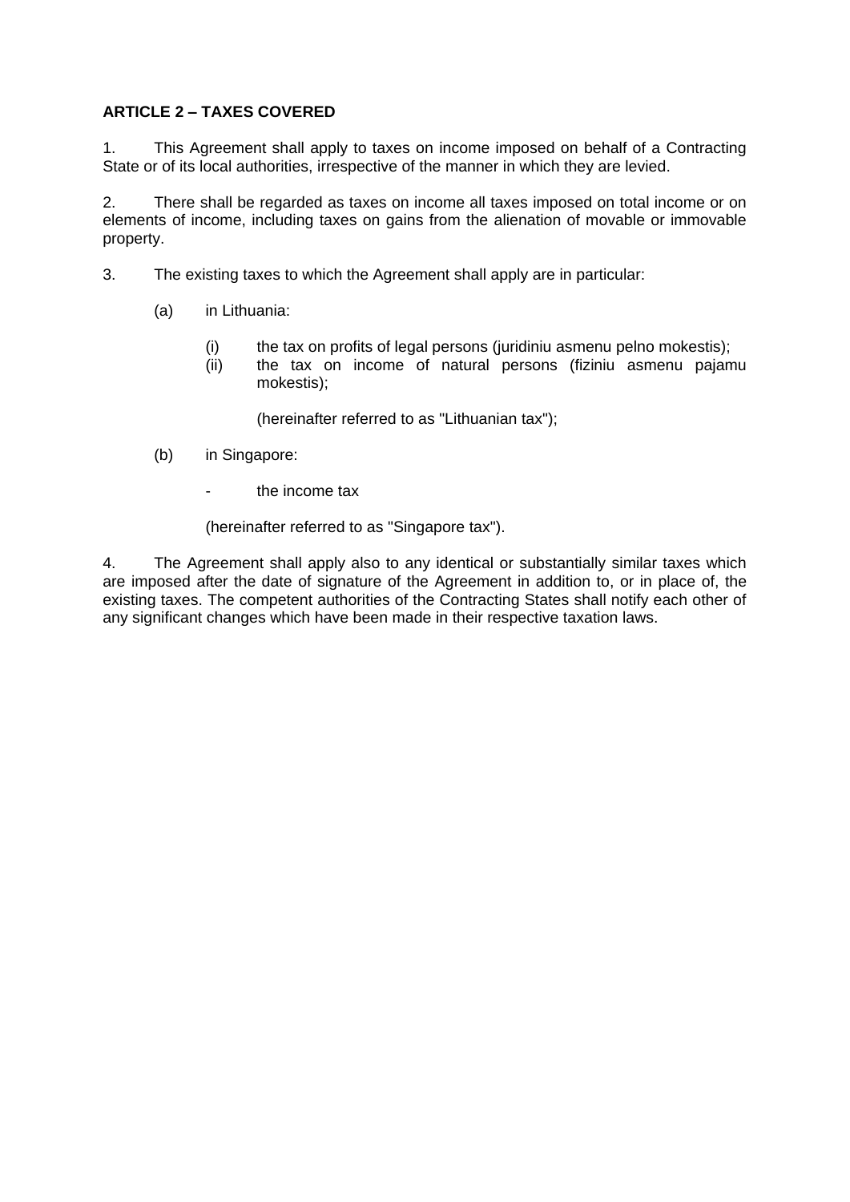**ARTICLE 2 – TAXES COVERED**

1. This Agreement shall apply to taxes on income imposed on behalf of a Contracting State or of its local authorities, irrespective of the manner in which they are levied.

2. There shall be regarded as taxes on income all taxes imposed on total income or on elements of income, including taxes on gains from the alienation of movable or immovable property.

3. The existing taxes to which the Agreement shall apply are in particular:

   (a) in Lithuania:

      (i) the tax on profits of legal persons (juridiniu asmenu pelno mokestis);
      (ii) the tax on income of natural persons (fiziniu asmenu pajamu mokestis);

      (hereinafter referred to as "Lithuanian tax");

   (b) in Singapore:

      - the income tax

      (hereinafter referred to as "Singapore tax").

4. The Agreement shall apply also to any identical or substantially similar taxes which are imposed after the date of signature of the Agreement in addition to, or in place of, the existing taxes. The competent authorities of the Contracting States shall notify each other of any significant changes which have been made in their respective taxation laws.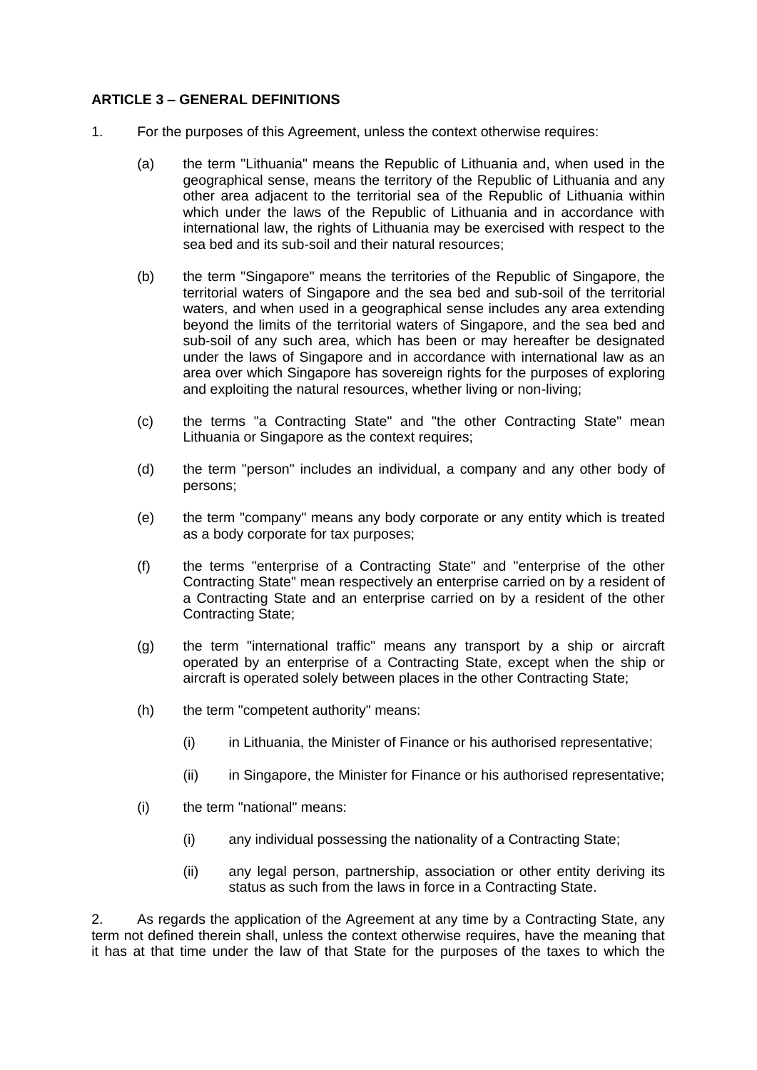**ARTICLE 3 – GENERAL DEFINITIONS**

1. For the purposes of this Agreement, unless the context otherwise requires:

   (a) the term "Lithuania" means the Republic of Lithuania and, when used in the geographical sense, means the territory of the Republic of Lithuania and any other area adjacent to the territorial sea of the Republic of Lithuania within which under the laws of the Republic of Lithuania and in accordance with international law, the rights of Lithuania may be exercised with respect to the sea bed and its sub-soil and their natural resources;

   (b) the term "Singapore" means the territories of the Republic of Singapore, the territorial waters of Singapore and the sea bed and sub-soil of the territorial waters, and when used in a geographical sense includes any area extending beyond the limits of the territorial waters of Singapore, and the sea bed and sub-soil of any such area, which has been or may hereafter be designated under the laws of Singapore and in accordance with international law as an area over which Singapore has sovereign rights for the purposes of exploring and exploiting the natural resources, whether living or non-living;

   (c) the terms "a Contracting State" and "the other Contracting State" mean Lithuania or Singapore as the context requires;

   (d) the term "person" includes an individual, a company and any other body of persons;

   (e) the term "company" means any body corporate or any entity which is treated as a body corporate for tax purposes;

   (f) the terms "enterprise of a Contracting State" and "enterprise of the other Contracting State" mean respectively an enterprise carried on by a resident of a Contracting State and an enterprise carried on by a resident of the other Contracting State;

   (g) the term "international traffic" means any transport by a ship or aircraft operated by an enterprise of a Contracting State, except when the ship or aircraft is operated solely between places in the other Contracting State;

   (h) the term "competent authority" means:

      (i) in Lithuania, the Minister of Finance or his authorised representative;

      (ii) in Singapore, the Minister for Finance or his authorised representative;

   (i) the term "national" means:

      (i) any individual possessing the nationality of a Contracting State;

      (ii) any legal person, partnership, association or other entity deriving its status as such from the laws in force in a Contracting State.

2. As regards the application of the Agreement at any time by a Contracting State, any term not defined therein shall, unless the context otherwise requires, have the meaning that it has at that time under the law of that State for the purposes of the taxes to which the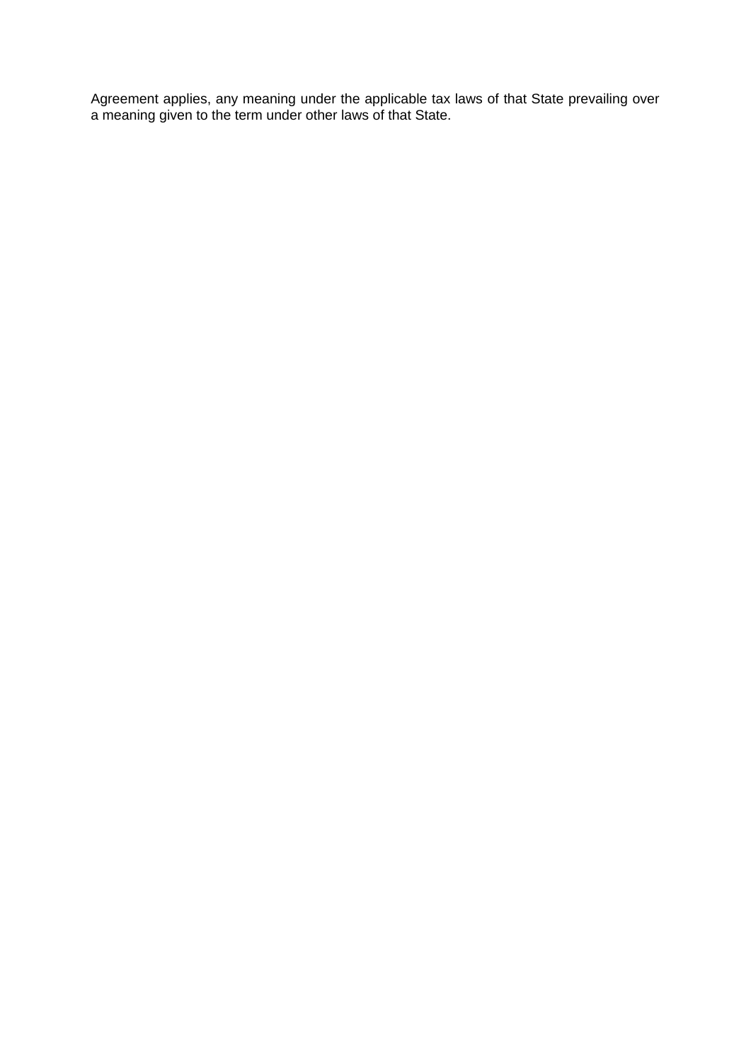Agreement applies, any meaning under the applicable tax laws of that State prevailing over a meaning given to the term under other laws of that State.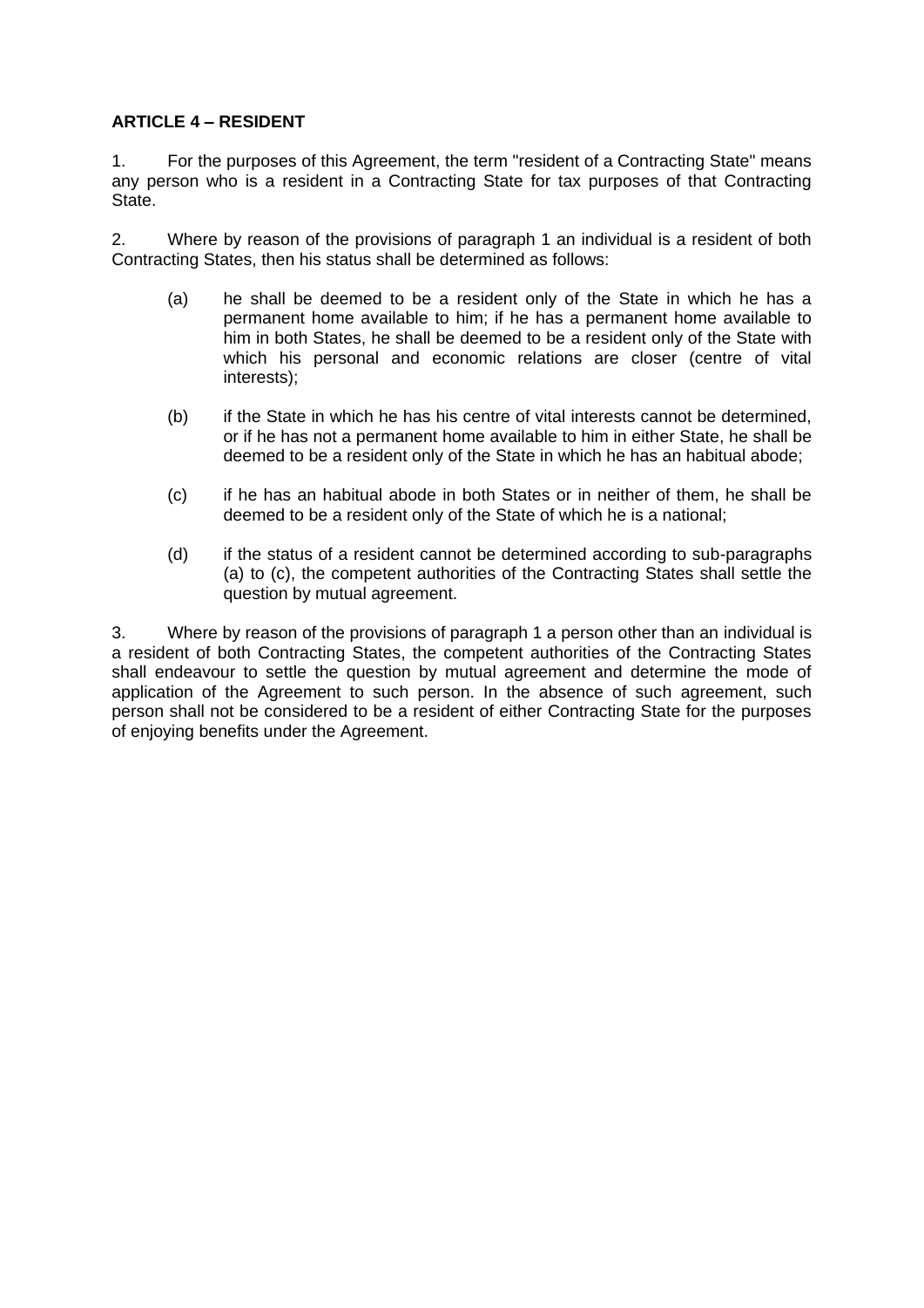**ARTICLE 4 – RESIDENT**

1. For the purposes of this Agreement, the term "resident of a Contracting State" means any person who is a resident in a Contracting State for tax purposes of that Contracting State.

2. Where by reason of the provisions of paragraph 1 an individual is a resident of both Contracting States, then his status shall be determined as follows:

   (a) he shall be deemed to be a resident only of the State in which he has a permanent home available to him; if he has a permanent home available to him in both States, he shall be deemed to be a resident only of the State with which his personal and economic relations are closer (centre of vital interests);

   (b) if the State in which he has his centre of vital interests cannot be determined, or if he has not a permanent home available to him in either State, he shall be deemed to be a resident only of the State in which he has an habitual abode;

   (c) if he has an habitual abode in both States or in neither of them, he shall be deemed to be a resident only of the State of which he is a national;

   (d) if the status of a resident cannot be determined according to sub-paragraphs (a) to (c), the competent authorities of the Contracting States shall settle the question by mutual agreement.

3. Where by reason of the provisions of paragraph 1 a person other than an individual is a resident of both Contracting States, the competent authorities of the Contracting States shall endeavour to settle the question by mutual agreement and determine the mode of application of the Agreement to such person. In the absence of such agreement, such person shall not be considered to be a resident of either Contracting State for the purposes of enjoying benefits under the Agreement.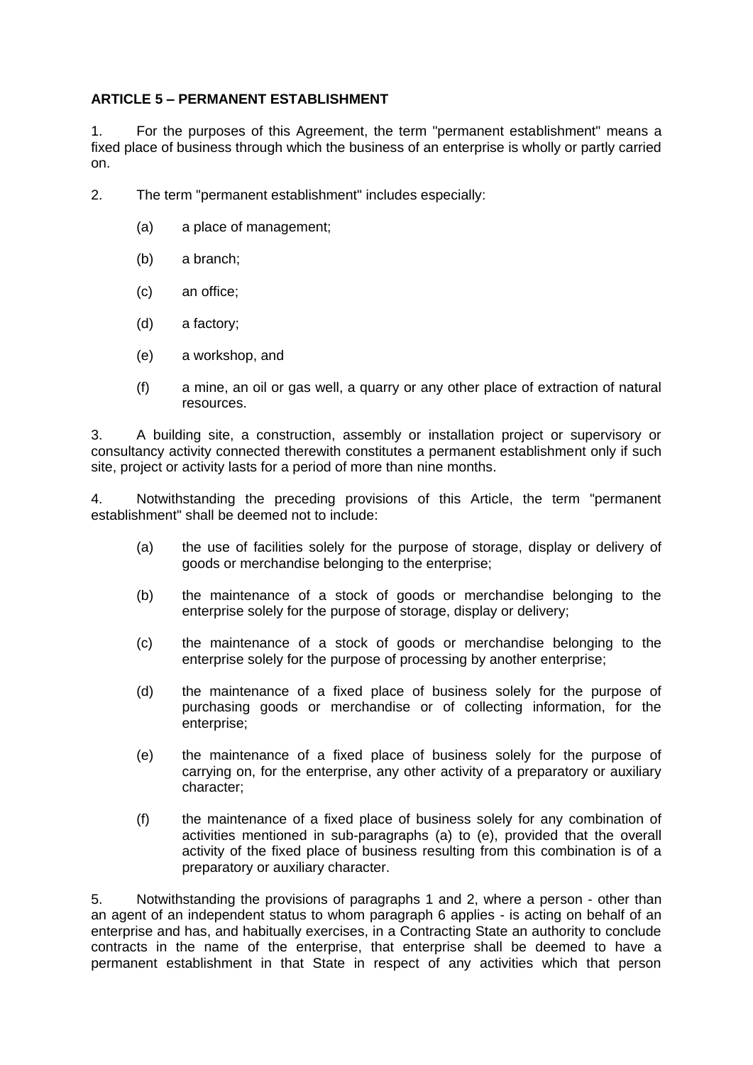**ARTICLE 5 – PERMANENT ESTABLISHMENT**

1. For the purposes of this Agreement, the term "permanent establishment" means a fixed place of business through which the business of an enterprise is wholly or partly carried on.

2. The term "permanent establishment" includes especially:

   (a) a place of management;

   (b) a branch;

   (c) an office;

   (d) a factory;

   (e) a workshop, and

   (f) a mine, an oil or gas well, a quarry or any other place of extraction of natural resources.

3. A building site, a construction, assembly or installation project or supervisory or consultancy activity connected therewith constitutes a permanent establishment only if such site, project or activity lasts for a period of more than nine months.

4. Notwithstanding the preceding provisions of this Article, the term "permanent establishment" shall be deemed not to include:

   (a) the use of facilities solely for the purpose of storage, display or delivery of goods or merchandise belonging to the enterprise;

   (b) the maintenance of a stock of goods or merchandise belonging to the enterprise solely for the purpose of storage, display or delivery;

   (c) the maintenance of a stock of goods or merchandise belonging to the enterprise solely for the purpose of processing by another enterprise;

   (d) the maintenance of a fixed place of business solely for the purpose of purchasing goods or merchandise or of collecting information, for the enterprise;

   (e) the maintenance of a fixed place of business solely for the purpose of carrying on, for the enterprise, any other activity of a preparatory or auxiliary character;

   (f) the maintenance of a fixed place of business solely for any combination of activities mentioned in sub-paragraphs (a) to (e), provided that the overall activity of the fixed place of business resulting from this combination is of a preparatory or auxiliary character.

5. Notwithstanding the provisions of paragraphs 1 and 2, where a person - other than an agent of an independent status to whom paragraph 6 applies - is acting on behalf of an enterprise and has, and habitually exercises, in a Contracting State an authority to conclude contracts in the name of the enterprise, that enterprise shall be deemed to have a permanent establishment in that State in respect of any activities which that person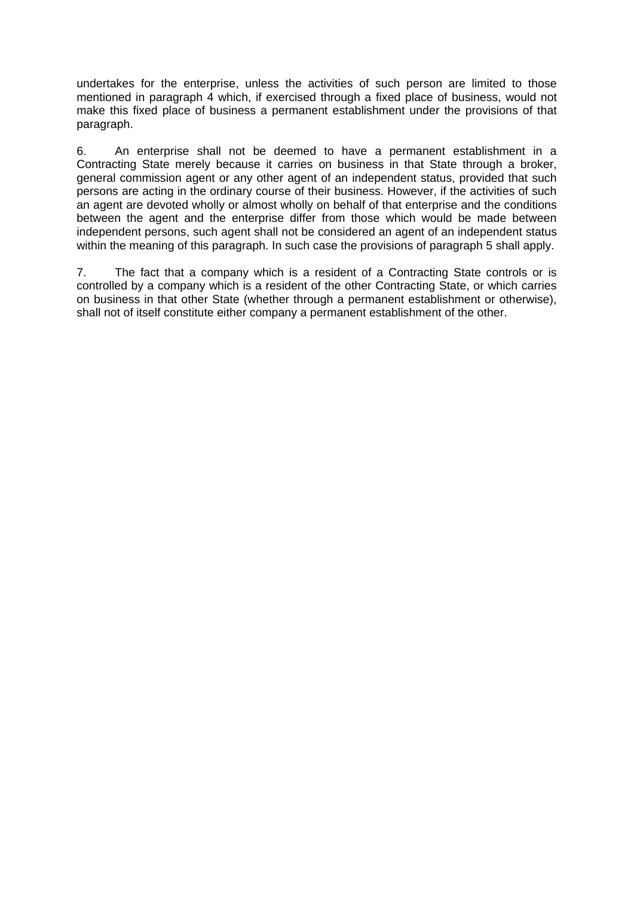undertakes for the enterprise, unless the activities of such person are limited to those mentioned in paragraph 4 which, if exercised through a fixed place of business, would not make this fixed place of business a permanent establishment under the provisions of that paragraph.

6. An enterprise shall not be deemed to have a permanent establishment in a Contracting State merely because it carries on business in that State through a broker, general commission agent or any other agent of an independent status, provided that such persons are acting in the ordinary course of their business. However, if the activities of such an agent are devoted wholly or almost wholly on behalf of that enterprise and the conditions between the agent and the enterprise differ from those which would be made between independent persons, such agent shall not be considered an agent of an independent status within the meaning of this paragraph. In such case the provisions of paragraph 5 shall apply.

7. The fact that a company which is a resident of a Contracting State controls or is controlled by a company which is a resident of the other Contracting State, or which carries on business in that other State (whether through a permanent establishment or otherwise), shall not of itself constitute either company a permanent establishment of the other.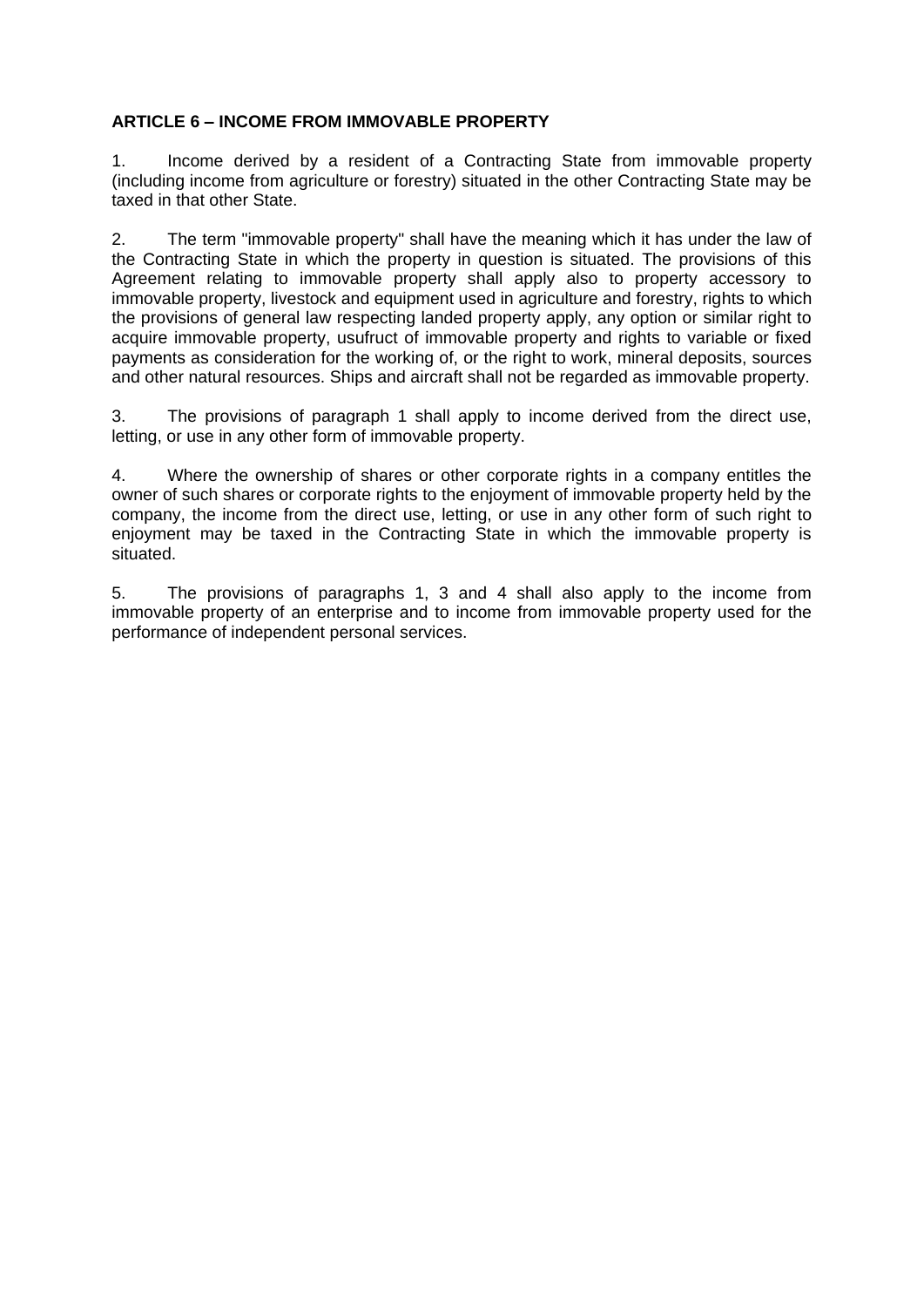**ARTICLE 6 – INCOME FROM IMMOVABLE PROPERTY**

1. Income derived by a resident of a Contracting State from immovable property (including income from agriculture or forestry) situated in the other Contracting State may be taxed in that other State.

2. The term "immovable property" shall have the meaning which it has under the law of the Contracting State in which the property in question is situated. The provisions of this Agreement relating to immovable property shall apply also to property accessory to immovable property, livestock and equipment used in agriculture and forestry, rights to which the provisions of general law respecting landed property apply, any option or similar right to acquire immovable property, usufruct of immovable property and rights to variable or fixed payments as consideration for the working of, or the right to work, mineral deposits, sources and other natural resources. Ships and aircraft shall not be regarded as immovable property.

3. The provisions of paragraph 1 shall apply to income derived from the direct use, letting, or use in any other form of immovable property.

4. Where the ownership of shares or other corporate rights in a company entitles the owner of such shares or corporate rights to the enjoyment of immovable property held by the company, the income from the direct use, letting, or use in any other form of such right to enjoyment may be taxed in the Contracting State in which the immovable property is situated.

5. The provisions of paragraphs 1, 3 and 4 shall also apply to the income from immovable property of an enterprise and to income from immovable property used for the performance of independent personal services.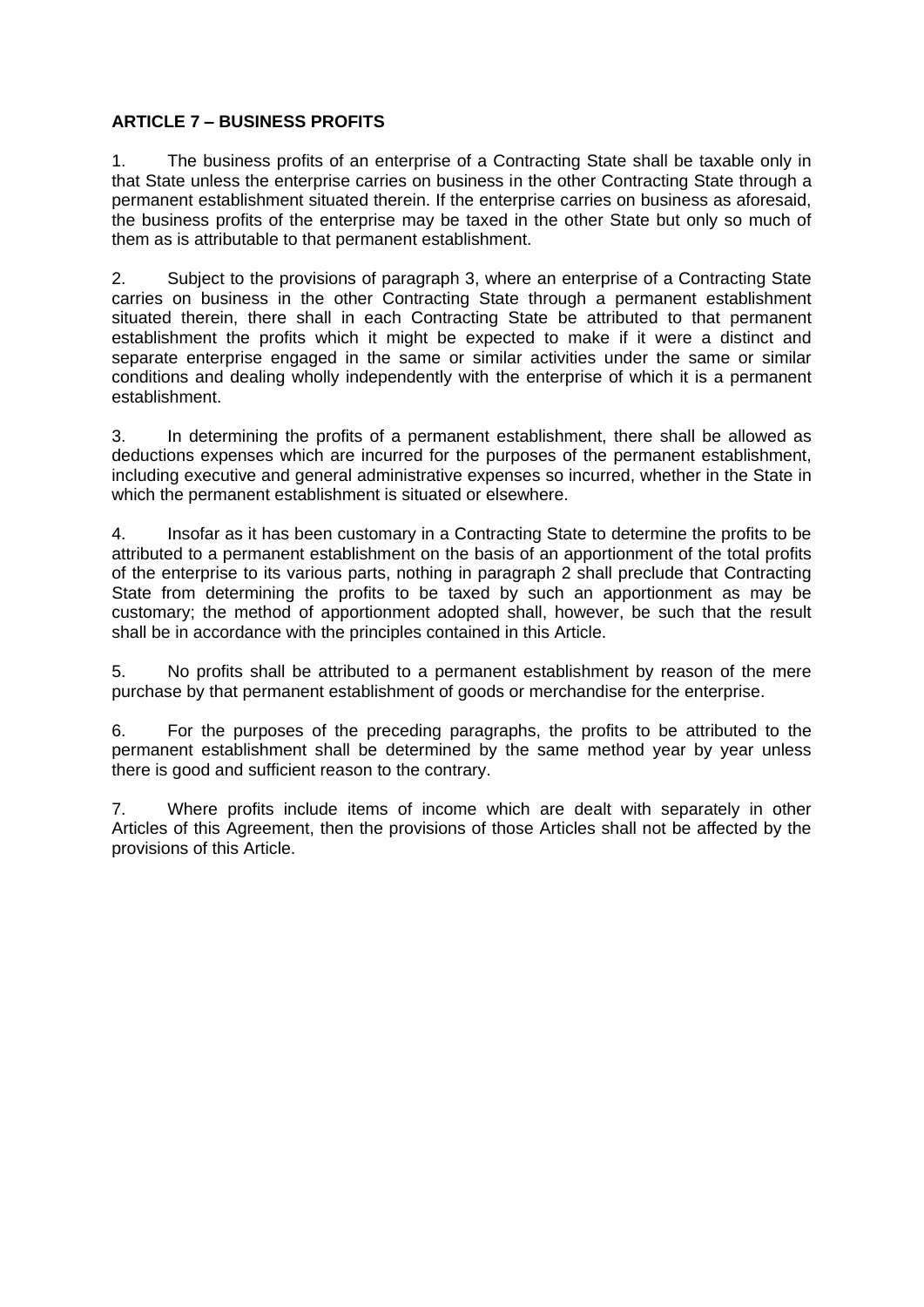**ARTICLE 7 – BUSINESS PROFITS**

1. The business profits of an enterprise of a Contracting State shall be taxable only in that State unless the enterprise carries on business in the other Contracting State through a permanent establishment situated therein. If the enterprise carries on business as aforesaid, the business profits of the enterprise may be taxed in the other State but only so much of them as is attributable to that permanent establishment.

2. Subject to the provisions of paragraph 3, where an enterprise of a Contracting State carries on business in the other Contracting State through a permanent establishment situated therein, there shall in each Contracting State be attributed to that permanent establishment the profits which it might be expected to make if it were a distinct and separate enterprise engaged in the same or similar activities under the same or similar conditions and dealing wholly independently with the enterprise of which it is a permanent establishment.

3. In determining the profits of a permanent establishment, there shall be allowed as deductions expenses which are incurred for the purposes of the permanent establishment, including executive and general administrative expenses so incurred, whether in the State in which the permanent establishment is situated or elsewhere.

4. Insofar as it has been customary in a Contracting State to determine the profits to be attributed to a permanent establishment on the basis of an apportionment of the total profits of the enterprise to its various parts, nothing in paragraph 2 shall preclude that Contracting State from determining the profits to be taxed by such an apportionment as may be customary; the method of apportionment adopted shall, however, be such that the result shall be in accordance with the principles contained in this Article.

5. No profits shall be attributed to a permanent establishment by reason of the mere purchase by that permanent establishment of goods or merchandise for the enterprise.

6. For the purposes of the preceding paragraphs, the profits to be attributed to the permanent establishment shall be determined by the same method year by year unless there is good and sufficient reason to the contrary.

7. Where profits include items of income which are dealt with separately in other Articles of this Agreement, then the provisions of those Articles shall not be affected by the provisions of this Article.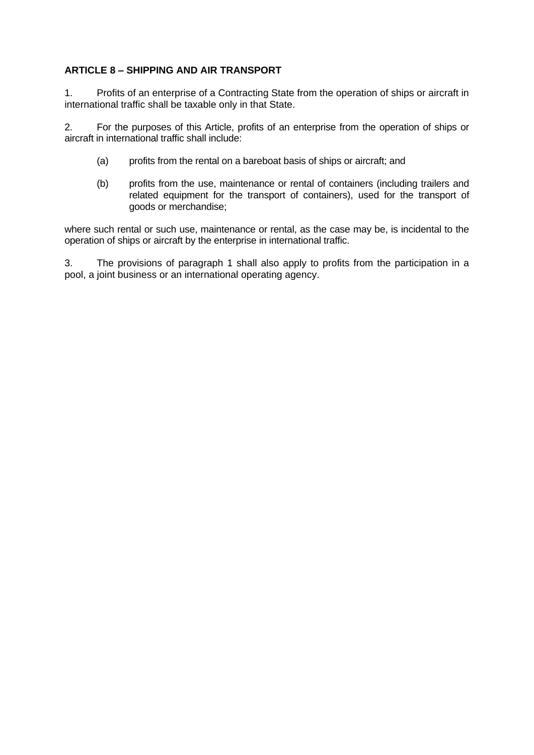**ARTICLE 8 – SHIPPING AND AIR TRANSPORT**

1. Profits of an enterprise of a Contracting State from the operation of ships or aircraft in international traffic shall be taxable only in that State.

2. For the purposes of this Article, profits of an enterprise from the operation of ships or aircraft in international traffic shall include:

   (a) profits from the rental on a bareboat basis of ships or aircraft; and

   (b) profits from the use, maintenance or rental of containers (including trailers and related equipment for the transport of containers), used for the transport of goods or merchandise;

where such rental or such use, maintenance or rental, as the case may be, is incidental to the operation of ships or aircraft by the enterprise in international traffic.

3. The provisions of paragraph 1 shall also apply to profits from the participation in a pool, a joint business or an international operating agency.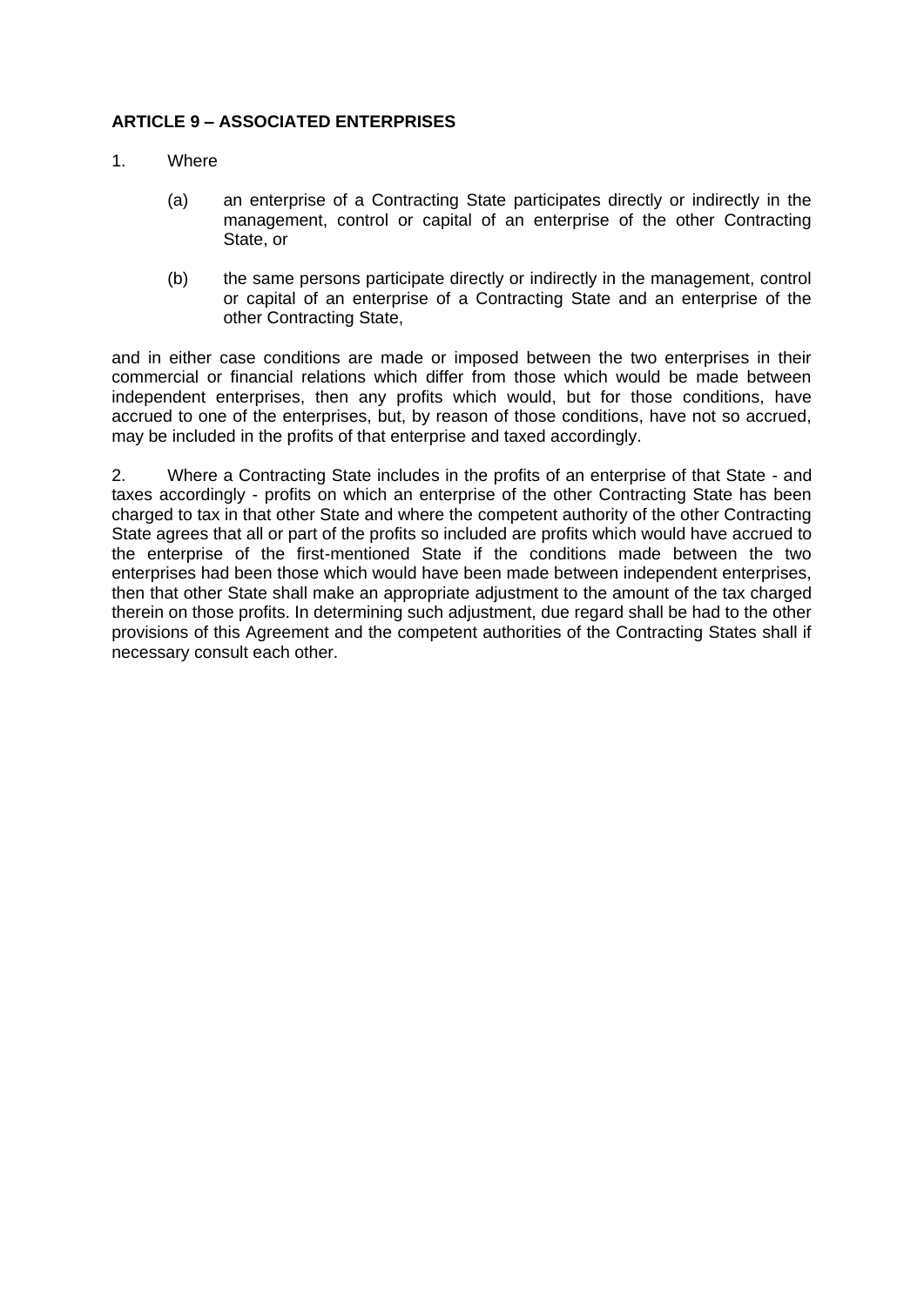**ARTICLE 9 – ASSOCIATED ENTERPRISES**

1. Where

   (a) an enterprise of a Contracting State participates directly or indirectly in the management, control or capital of an enterprise of the other Contracting State, or

   (b) the same persons participate directly or indirectly in the management, control or capital of an enterprise of a Contracting State and an enterprise of the other Contracting State,

and in either case conditions are made or imposed between the two enterprises in their commercial or financial relations which differ from those which would be made between independent enterprises, then any profits which would, but for those conditions, have accrued to one of the enterprises, but, by reason of those conditions, have not so accrued, may be included in the profits of that enterprise and taxed accordingly.

2. Where a Contracting State includes in the profits of an enterprise of that State - and taxes accordingly - profits on which an enterprise of the other Contracting State has been charged to tax in that other State and where the competent authority of the other Contracting State agrees that all or part of the profits so included are profits which would have accrued to the enterprise of the first-mentioned State if the conditions made between the two enterprises had been those which would have been made between independent enterprises, then that other State shall make an appropriate adjustment to the amount of the tax charged therein on those profits. In determining such adjustment, due regard shall be had to the other provisions of this Agreement and the competent authorities of the Contracting States shall if necessary consult each other.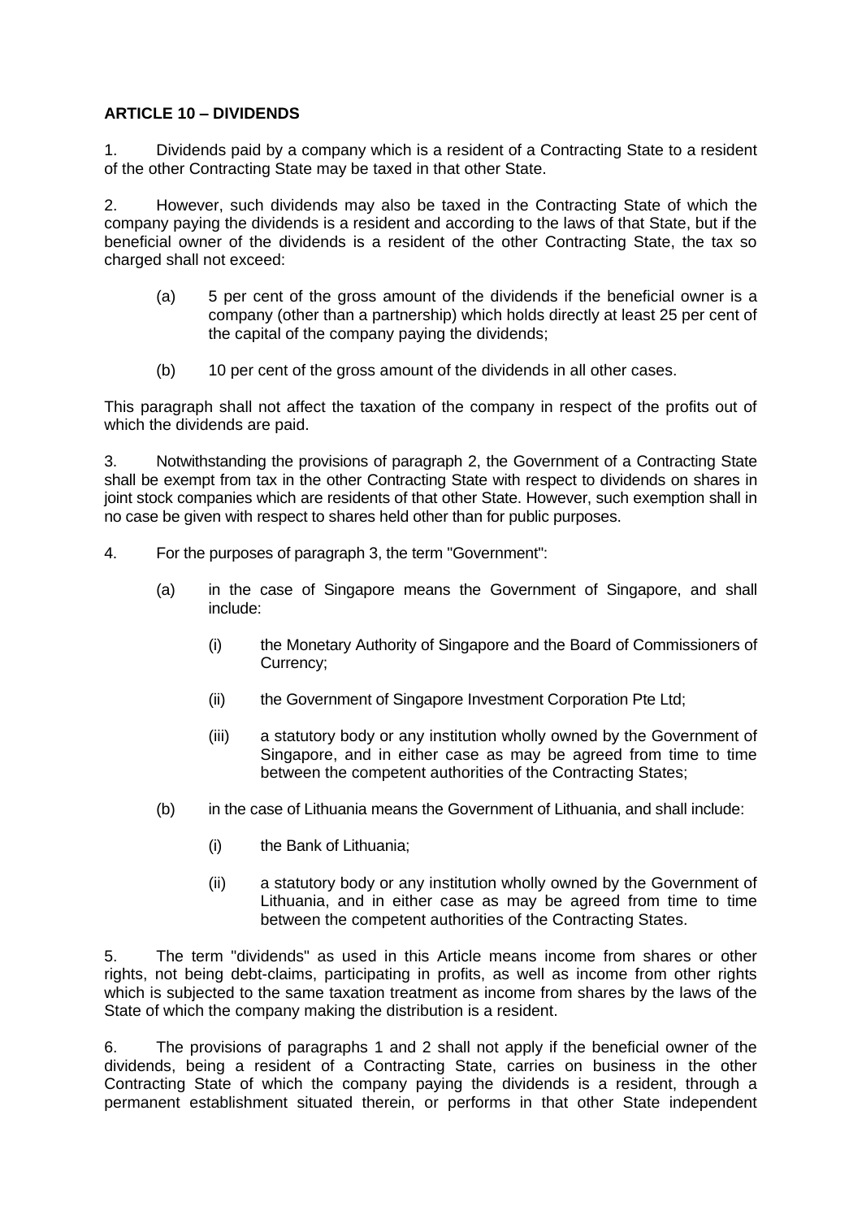**ARTICLE 10 – DIVIDENDS**

1. Dividends paid by a company which is a resident of a Contracting State to a resident of the other Contracting State may be taxed in that other State.

2. However, such dividends may also be taxed in the Contracting State of which the company paying the dividends is a resident and according to the laws of that State, but if the beneficial owner of the dividends is a resident of the other Contracting State, the tax so charged shall not exceed:

   (a) 5 per cent of the gross amount of the dividends if the beneficial owner is a company (other than a partnership) which holds directly at least 25 per cent of the capital of the company paying the dividends;

   (b) 10 per cent of the gross amount of the dividends in all other cases.

This paragraph shall not affect the taxation of the company in respect of the profits out of which the dividends are paid.

3. Notwithstanding the provisions of paragraph 2, the Government of a Contracting State shall be exempt from tax in the other Contracting State with respect to dividends on shares in joint stock companies which are residents of that other State. However, such exemption shall in no case be given with respect to shares held other than for public purposes.

4. For the purposes of paragraph 3, the term "Government":

   (a) in the case of Singapore means the Government of Singapore, and shall include:

      (i) the Monetary Authority of Singapore and the Board of Commissioners of Currency;

      (ii) the Government of Singapore Investment Corporation Pte Ltd;

      (iii) a statutory body or any institution wholly owned by the Government of Singapore, and in either case as may be agreed from time to time between the competent authorities of the Contracting States;

   (b) in the case of Lithuania means the Government of Lithuania, and shall include:

      (i) the Bank of Lithuania;

      (ii) a statutory body or any institution wholly owned by the Government of Lithuania, and in either case as may be agreed from time to time between the competent authorities of the Contracting States.

5. The term "dividends" as used in this Article means income from shares or other rights, not being debt-claims, participating in profits, as well as income from other rights which is subjected to the same taxation treatment as income from shares by the laws of the State of which the company making the distribution is a resident.

6. The provisions of paragraphs 1 and 2 shall not apply if the beneficial owner of the dividends, being a resident of a Contracting State, carries on business in the other Contracting State of which the company paying the dividends is a resident, through a permanent establishment situated therein, or performs in that other State independent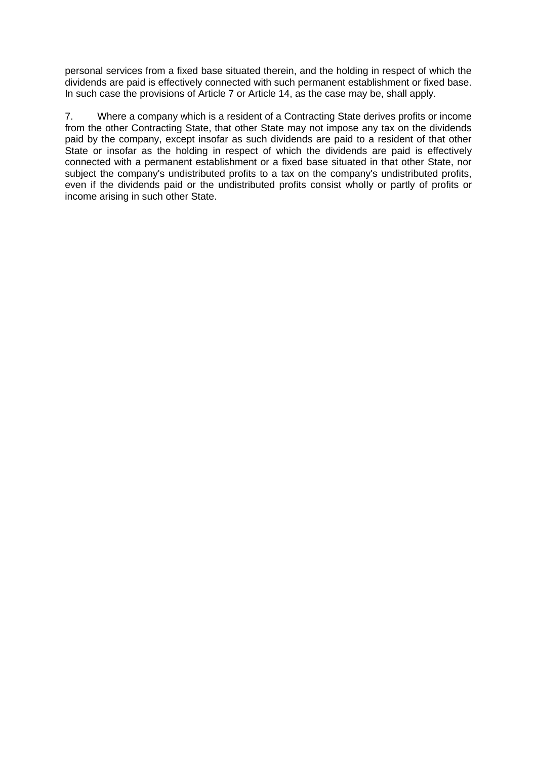personal services from a fixed base situated therein, and the holding in respect of which the dividends are paid is effectively connected with such permanent establishment or fixed base. In such case the provisions of Article 7 or Article 14, as the case may be, shall apply.

7. Where a company which is a resident of a Contracting State derives profits or income from the other Contracting State, that other State may not impose any tax on the dividends paid by the company, except insofar as such dividends are paid to a resident of that other State or insofar as the holding in respect of which the dividends are paid is effectively connected with a permanent establishment or a fixed base situated in that other State, nor subject the company's undistributed profits to a tax on the company's undistributed profits, even if the dividends paid or the undistributed profits consist wholly or partly of profits or income arising in such other State.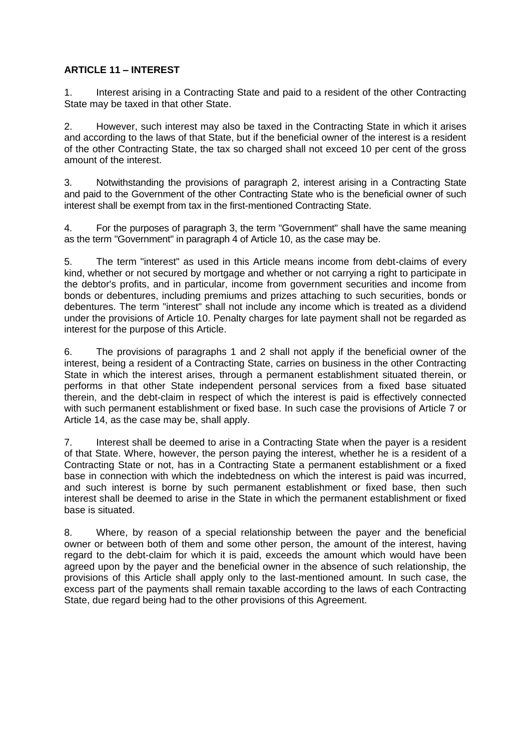**ARTICLE 11 – INTEREST**

1. Interest arising in a Contracting State and paid to a resident of the other Contracting State may be taxed in that other State.

2. However, such interest may also be taxed in the Contracting State in which it arises and according to the laws of that State, but if the beneficial owner of the interest is a resident of the other Contracting State, the tax so charged shall not exceed 10 per cent of the gross amount of the interest.

3. Notwithstanding the provisions of paragraph 2, interest arising in a Contracting State and paid to the Government of the other Contracting State who is the beneficial owner of such interest shall be exempt from tax in the first-mentioned Contracting State.

4. For the purposes of paragraph 3, the term "Government" shall have the same meaning as the term "Government" in paragraph 4 of Article 10, as the case may be.

5. The term "interest" as used in this Article means income from debt-claims of every kind, whether or not secured by mortgage and whether or not carrying a right to participate in the debtor's profits, and in particular, income from government securities and income from bonds or debentures, including premiums and prizes attaching to such securities, bonds or debentures. The term "interest" shall not include any income which is treated as a dividend under the provisions of Article 10. Penalty charges for late payment shall not be regarded as interest for the purpose of this Article.

6. The provisions of paragraphs 1 and 2 shall not apply if the beneficial owner of the interest, being a resident of a Contracting State, carries on business in the other Contracting State in which the interest arises, through a permanent establishment situated therein, or performs in that other State independent personal services from a fixed base situated therein, and the debt-claim in respect of which the interest is paid is effectively connected with such permanent establishment or fixed base. In such case the provisions of Article 7 or Article 14, as the case may be, shall apply.

7. Interest shall be deemed to arise in a Contracting State when the payer is a resident of that State. Where, however, the person paying the interest, whether he is a resident of a Contracting State or not, has in a Contracting State a permanent establishment or a fixed base in connection with which the indebtedness on which the interest is paid was incurred, and such interest is borne by such permanent establishment or fixed base, then such interest shall be deemed to arise in the State in which the permanent establishment or fixed base is situated.

8. Where, by reason of a special relationship between the payer and the beneficial owner or between both of them and some other person, the amount of the interest, having regard to the debt-claim for which it is paid, exceeds the amount which would have been agreed upon by the payer and the beneficial owner in the absence of such relationship, the provisions of this Article shall apply only to the last-mentioned amount. In such case, the excess part of the payments shall remain taxable according to the laws of each Contracting State, due regard being had to the other provisions of this Agreement.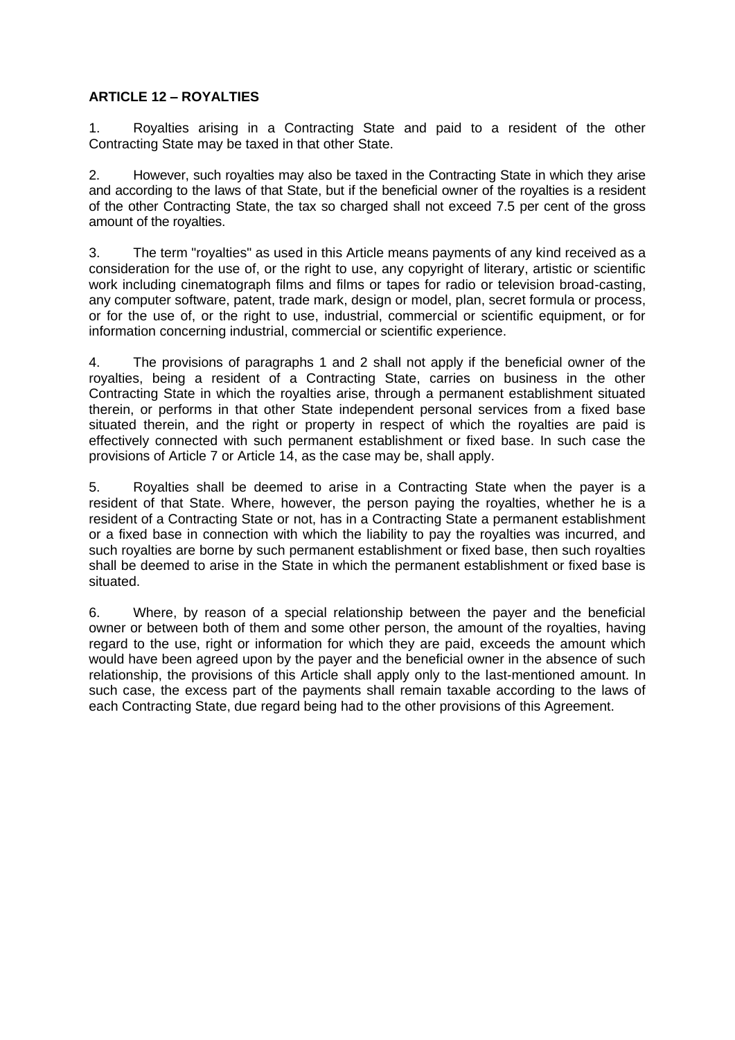**ARTICLE 12 – ROYALTIES**

1. Royalties arising in a Contracting State and paid to a resident of the other Contracting State may be taxed in that other State.

2. However, such royalties may also be taxed in the Contracting State in which they arise and according to the laws of that State, but if the beneficial owner of the royalties is a resident of the other Contracting State, the tax so charged shall not exceed 7.5 per cent of the gross amount of the royalties.

3. The term "royalties" as used in this Article means payments of any kind received as a consideration for the use of, or the right to use, any copyright of literary, artistic or scientific work including cinematograph films and films or tapes for radio or television broad-casting, any computer software, patent, trade mark, design or model, plan, secret formula or process, or for the use of, or the right to use, industrial, commercial or scientific equipment, or for information concerning industrial, commercial or scientific experience.

4. The provisions of paragraphs 1 and 2 shall not apply if the beneficial owner of the royalties, being a resident of a Contracting State, carries on business in the other Contracting State in which the royalties arise, through a permanent establishment situated therein, or performs in that other State independent personal services from a fixed base situated therein, and the right or property in respect of which the royalties are paid is effectively connected with such permanent establishment or fixed base. In such case the provisions of Article 7 or Article 14, as the case may be, shall apply.

5. Royalties shall be deemed to arise in a Contracting State when the payer is a resident of that State. Where, however, the person paying the royalties, whether he is a resident of a Contracting State or not, has in a Contracting State a permanent establishment or a fixed base in connection with which the liability to pay the royalties was incurred, and such royalties are borne by such permanent establishment or fixed base, then such royalties shall be deemed to arise in the State in which the permanent establishment or fixed base is situated.

6. Where, by reason of a special relationship between the payer and the beneficial owner or between both of them and some other person, the amount of the royalties, having regard to the use, right or information for which they are paid, exceeds the amount which would have been agreed upon by the payer and the beneficial owner in the absence of such relationship, the provisions of this Article shall apply only to the last-mentioned amount. In such case, the excess part of the payments shall remain taxable according to the laws of each Contracting State, due regard being had to the other provisions of this Agreement.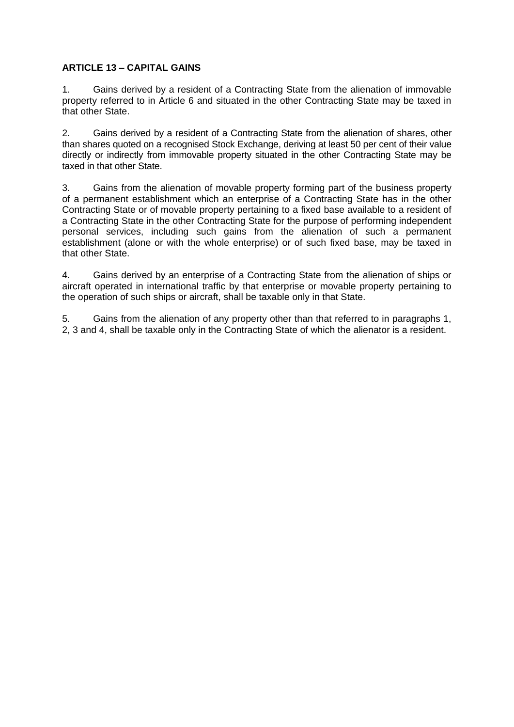**ARTICLE 13 – CAPITAL GAINS**

1. Gains derived by a resident of a Contracting State from the alienation of immovable property referred to in Article 6 and situated in the other Contracting State may be taxed in that other State.

2. Gains derived by a resident of a Contracting State from the alienation of shares, other than shares quoted on a recognised Stock Exchange, deriving at least 50 per cent of their value directly or indirectly from immovable property situated in the other Contracting State may be taxed in that other State.

3. Gains from the alienation of movable property forming part of the business property of a permanent establishment which an enterprise of a Contracting State has in the other Contracting State or of movable property pertaining to a fixed base available to a resident of a Contracting State in the other Contracting State for the purpose of performing independent personal services, including such gains from the alienation of such a permanent establishment (alone or with the whole enterprise) or of such fixed base, may be taxed in that other State.

4. Gains derived by an enterprise of a Contracting State from the alienation of ships or aircraft operated in international traffic by that enterprise or movable property pertaining to the operation of such ships or aircraft, shall be taxable only in that State.

5. Gains from the alienation of any property other than that referred to in paragraphs 1, 2, 3 and 4, shall be taxable only in the Contracting State of which the alienator is a resident.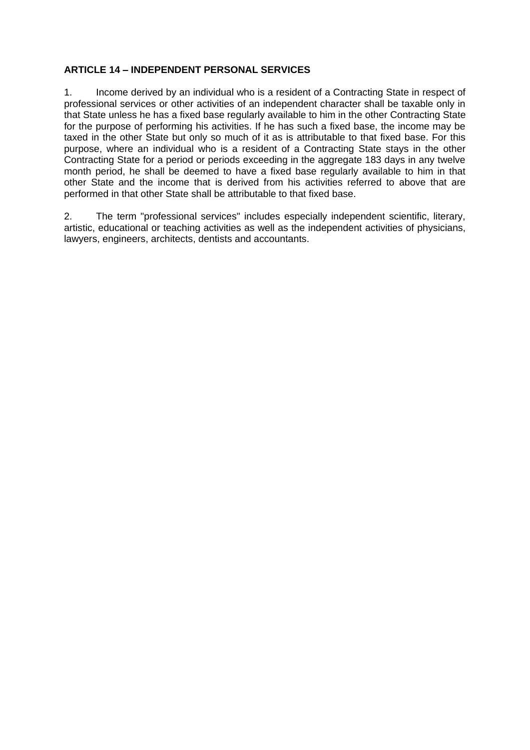**ARTICLE 14 – INDEPENDENT PERSONAL SERVICES**

1. Income derived by an individual who is a resident of a Contracting State in respect of professional services or other activities of an independent character shall be taxable only in that State unless he has a fixed base regularly available to him in the other Contracting State for the purpose of performing his activities. If he has such a fixed base, the income may be taxed in the other State but only so much of it as is attributable to that fixed base. For this purpose, where an individual who is a resident of a Contracting State stays in the other Contracting State for a period or periods exceeding in the aggregate 183 days in any twelve month period, he shall be deemed to have a fixed base regularly available to him in that other State and the income that is derived from his activities referred to above that are performed in that other State shall be attributable to that fixed base.

2. The term "professional services" includes especially independent scientific, literary, artistic, educational or teaching activities as well as the independent activities of physicians, lawyers, engineers, architects, dentists and accountants.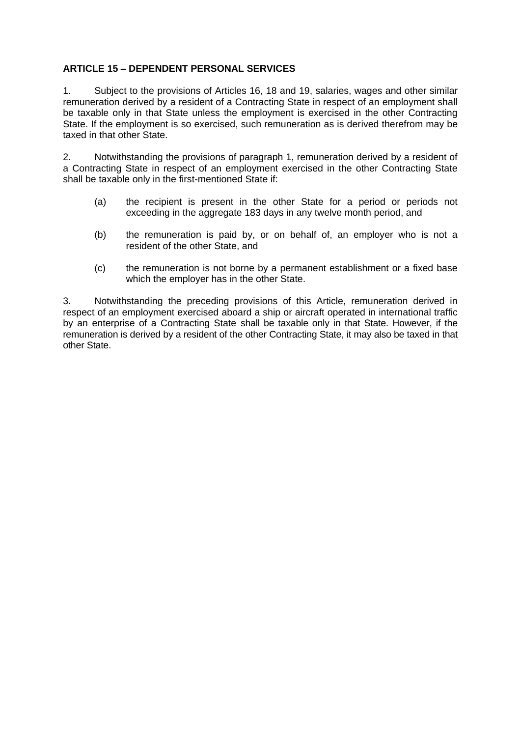**ARTICLE 15 – DEPENDENT PERSONAL SERVICES**

1. Subject to the provisions of Articles 16, 18 and 19, salaries, wages and other similar remuneration derived by a resident of a Contracting State in respect of an employment shall be taxable only in that State unless the employment is exercised in the other Contracting State. If the employment is so exercised, such remuneration as is derived therefrom may be taxed in that other State.

2. Notwithstanding the provisions of paragraph 1, remuneration derived by a resident of a Contracting State in respect of an employment exercised in the other Contracting State shall be taxable only in the first-mentioned State if:

(a) the recipient is present in the other State for a period or periods not exceeding in the aggregate 183 days in any twelve month period, and

(b) the remuneration is paid by, or on behalf of, an employer who is not a resident of the other State, and

(c) the remuneration is not borne by a permanent establishment or a fixed base which the employer has in the other State.

3. Notwithstanding the preceding provisions of this Article, remuneration derived in respect of an employment exercised aboard a ship or aircraft operated in international traffic by an enterprise of a Contracting State shall be taxable only in that State. However, if the remuneration is derived by a resident of the other Contracting State, it may also be taxed in that other State.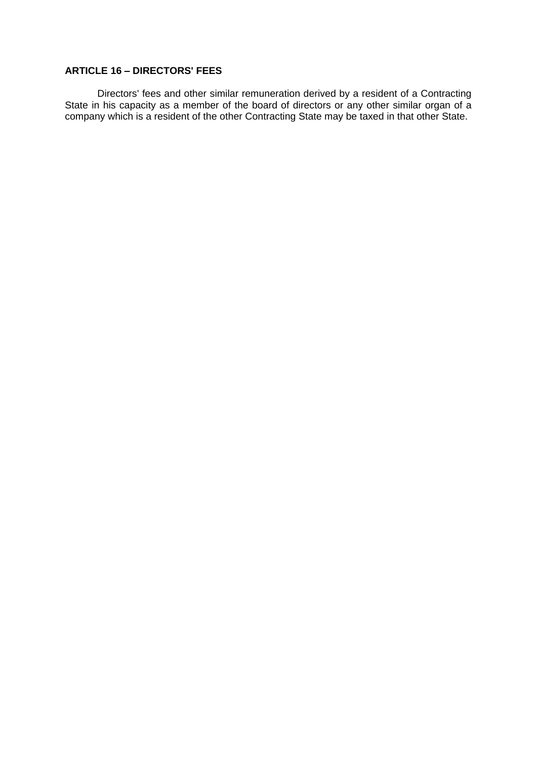## ARTICLE 16 – DIRECTORS' FEES

Directors' fees and other similar remuneration derived by a resident of a Contracting State in his capacity as a member of the board of directors or any other similar organ of a company which is a resident of the other Contracting State may be taxed in that other State.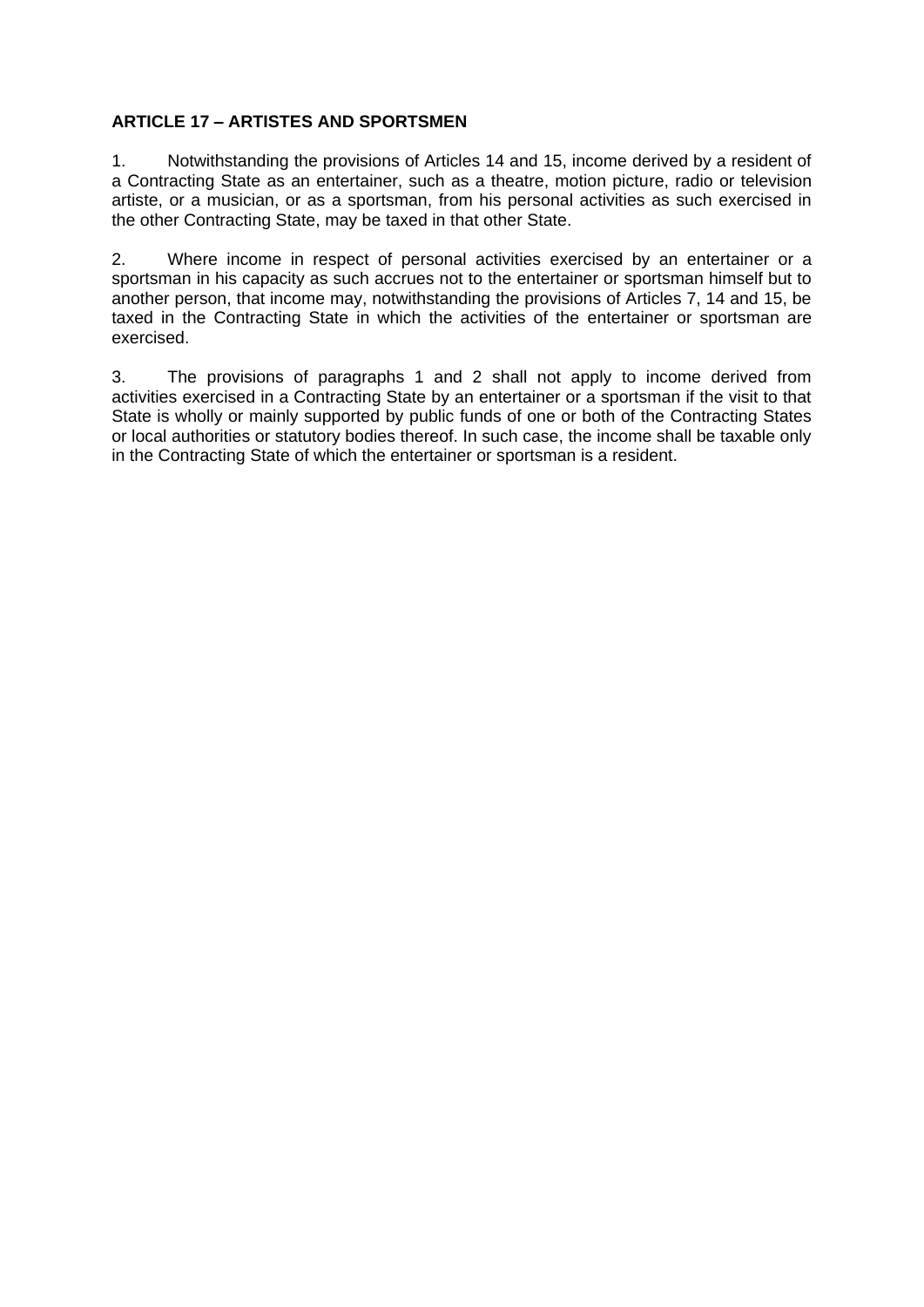**ARTICLE 17 – ARTISTES AND SPORTSMEN**

1. Notwithstanding the provisions of Articles 14 and 15, income derived by a resident of a Contracting State as an entertainer, such as a theatre, motion picture, radio or television artiste, or a musician, or as a sportsman, from his personal activities as such exercised in the other Contracting State, may be taxed in that other State.

2. Where income in respect of personal activities exercised by an entertainer or a sportsman in his capacity as such accrues not to the entertainer or sportsman himself but to another person, that income may, notwithstanding the provisions of Articles 7, 14 and 15, be taxed in the Contracting State in which the activities of the entertainer or sportsman are exercised.

3. The provisions of paragraphs 1 and 2 shall not apply to income derived from activities exercised in a Contracting State by an entertainer or a sportsman if the visit to that State is wholly or mainly supported by public funds of one or both of the Contracting States or local authorities or statutory bodies thereof. In such case, the income shall be taxable only in the Contracting State of which the entertainer or sportsman is a resident.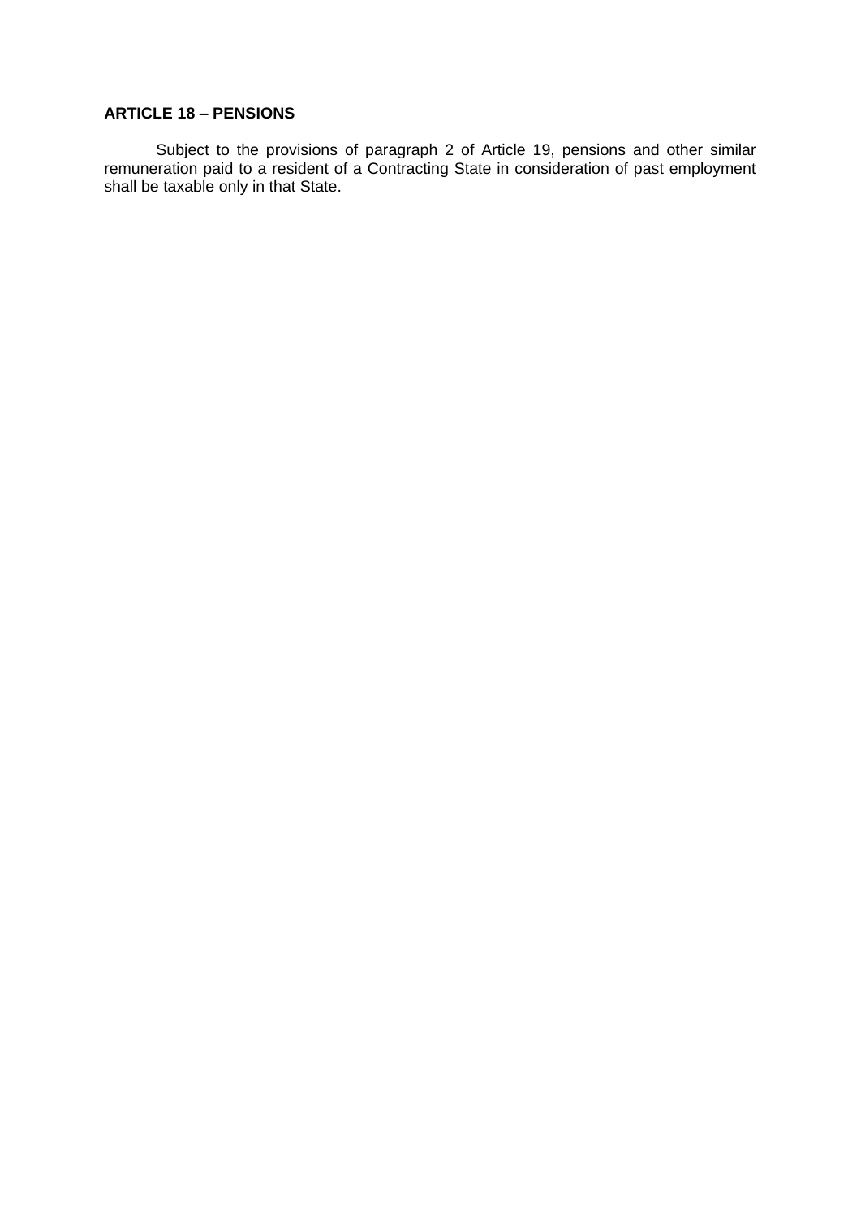**ARTICLE 18 – PENSIONS**

Subject to the provisions of paragraph 2 of Article 19, pensions and other similar remuneration paid to a resident of a Contracting State in consideration of past employment shall be taxable only in that State.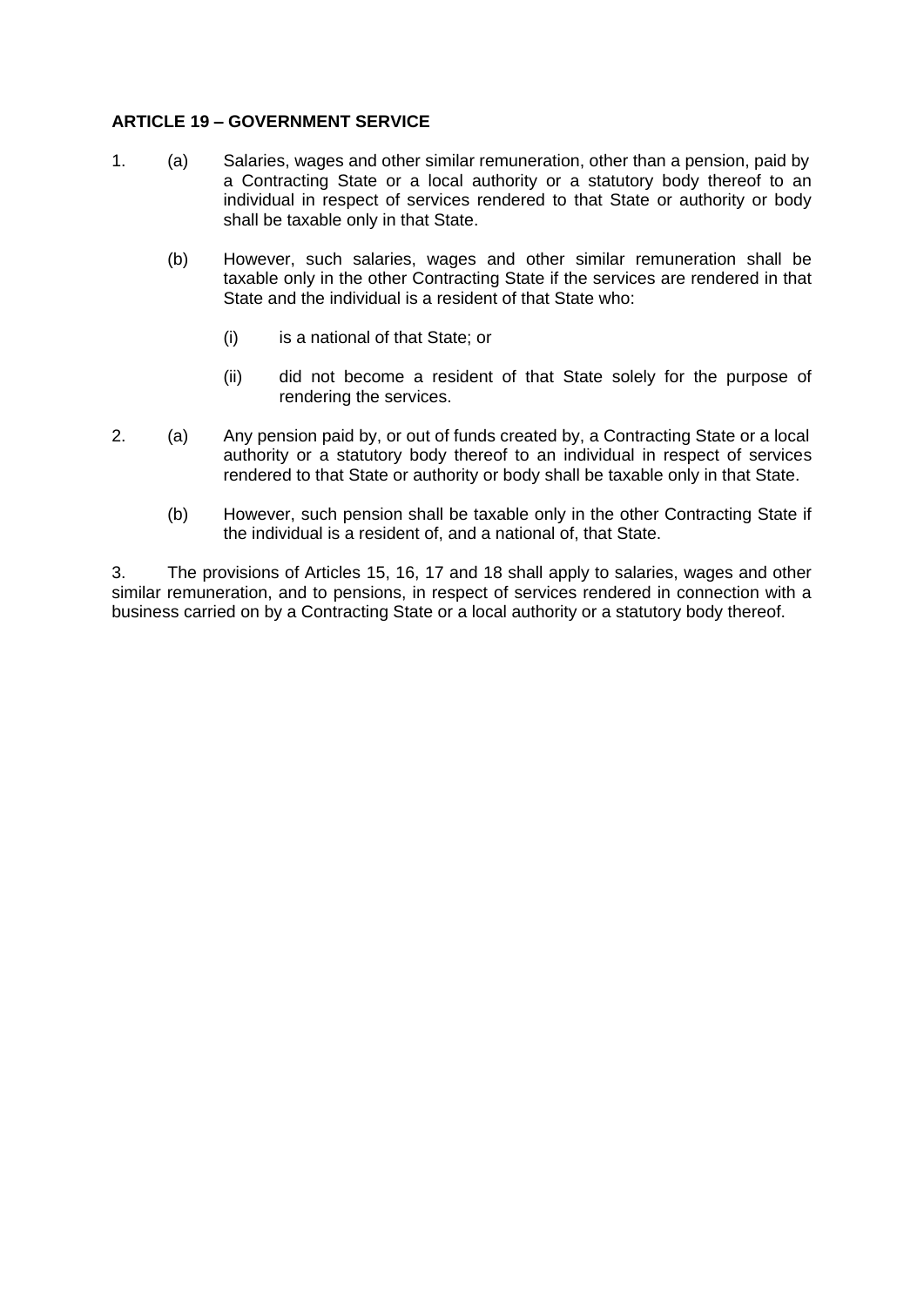**ARTICLE 19 – GOVERNMENT SERVICE**

1. (a) Salaries, wages and other similar remuneration, other than a pension, paid by a Contracting State or a local authority or a statutory body thereof to an individual in respect of services rendered to that State or authority or body shall be taxable only in that State.

   (b) However, such salaries, wages and other similar remuneration shall be taxable only in the other Contracting State if the services are rendered in that State and the individual is a resident of that State who:

      (i) is a national of that State; or

      (ii) did not become a resident of that State solely for the purpose of rendering the services.

2. (a) Any pension paid by, or out of funds created by, a Contracting State or a local authority or a statutory body thereof to an individual in respect of services rendered to that State or authority or body shall be taxable only in that State.

   (b) However, such pension shall be taxable only in the other Contracting State if the individual is a resident of, and a national of, that State.

3. The provisions of Articles 15, 16, 17 and 18 shall apply to salaries, wages and other similar remuneration, and to pensions, in respect of services rendered in connection with a business carried on by a Contracting State or a local authority or a statutory body thereof.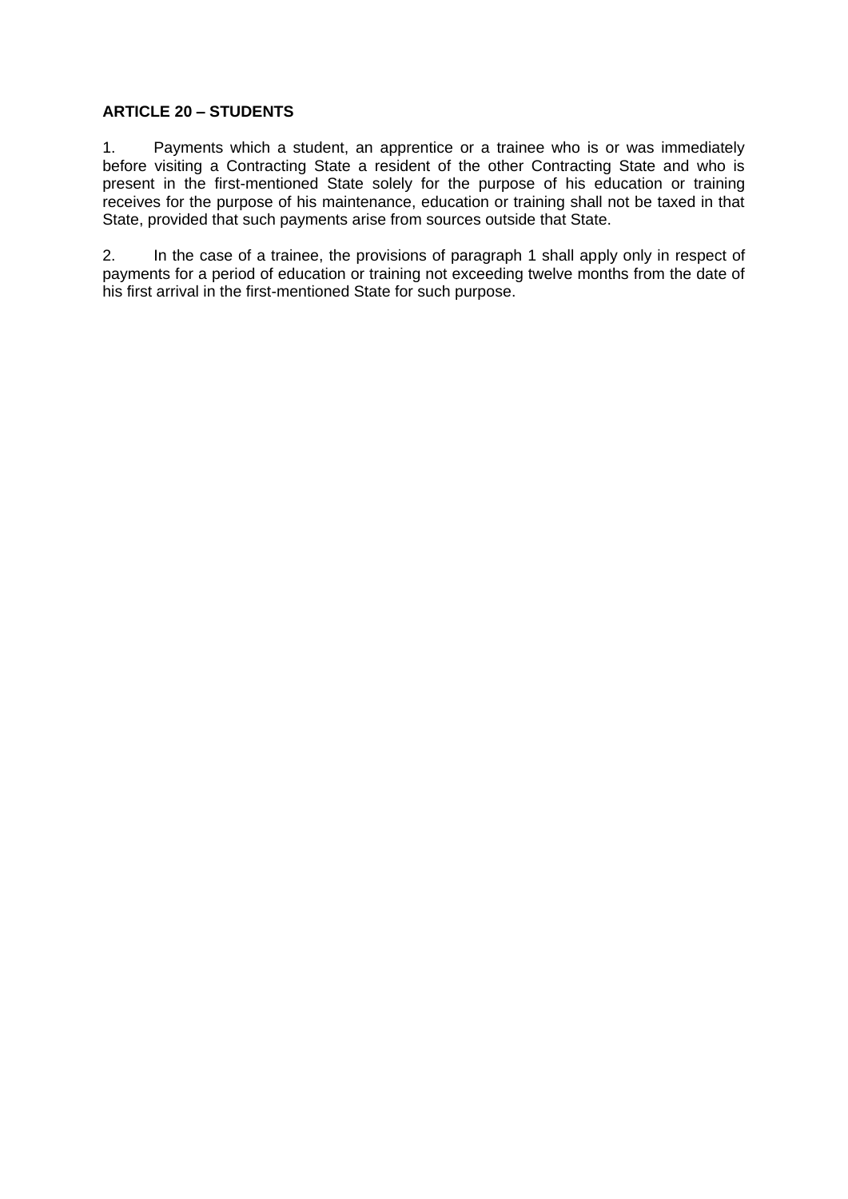**ARTICLE 20 – STUDENTS**

1. Payments which a student, an apprentice or a trainee who is or was immediately before visiting a Contracting State a resident of the other Contracting State and who is present in the first-mentioned State solely for the purpose of his education or training receives for the purpose of his maintenance, education or training shall not be taxed in that State, provided that such payments arise from sources outside that State.

2. In the case of a trainee, the provisions of paragraph 1 shall apply only in respect of payments for a period of education or training not exceeding twelve months from the date of his first arrival in the first-mentioned State for such purpose.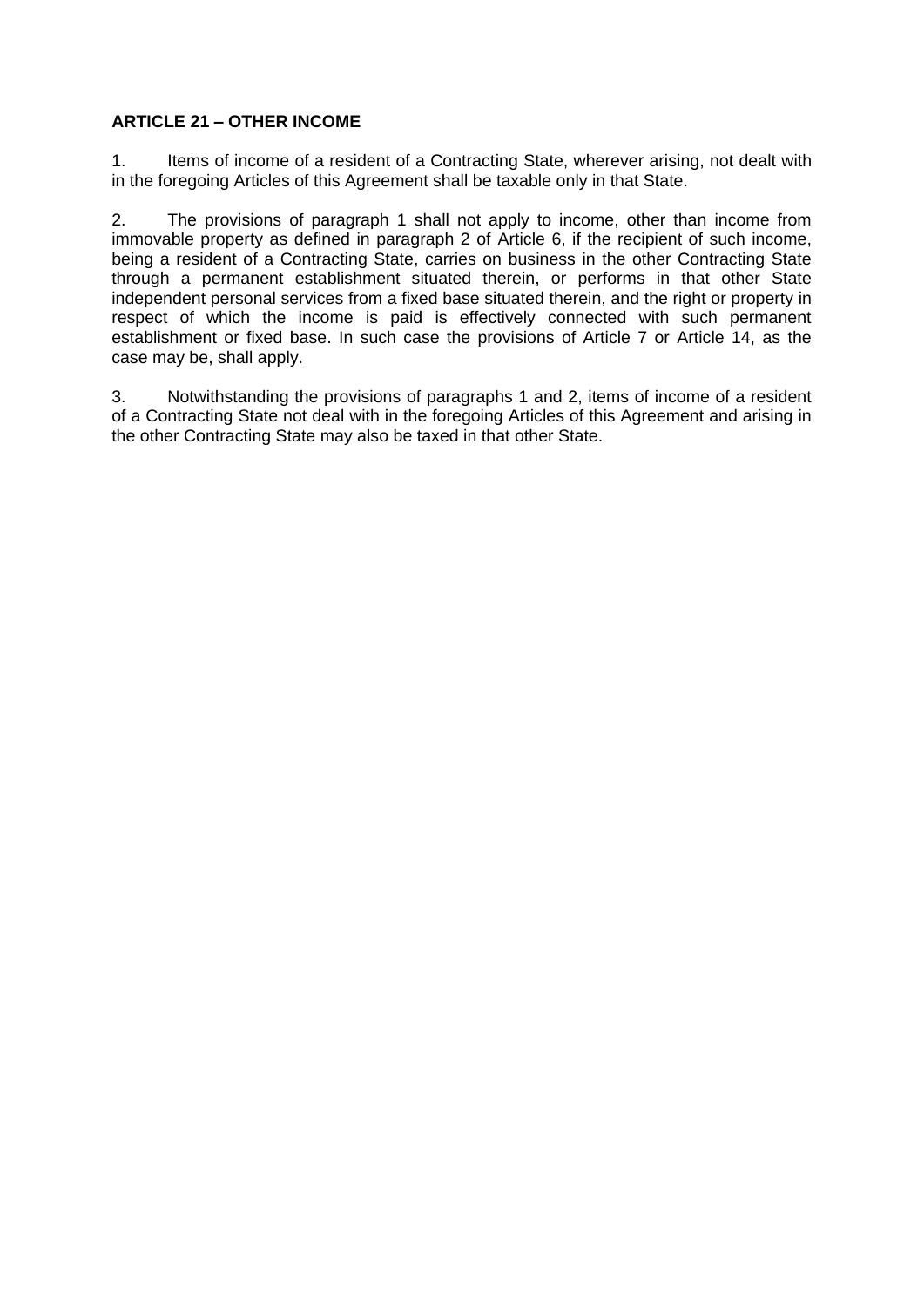**ARTICLE 21 – OTHER INCOME**

1. Items of income of a resident of a Contracting State, wherever arising, not dealt with in the foregoing Articles of this Agreement shall be taxable only in that State.

2. The provisions of paragraph 1 shall not apply to income, other than income from immovable property as defined in paragraph 2 of Article 6, if the recipient of such income, being a resident of a Contracting State, carries on business in the other Contracting State through a permanent establishment situated therein, or performs in that other State independent personal services from a fixed base situated therein, and the right or property in respect of which the income is paid is effectively connected with such permanent establishment or fixed base. In such case the provisions of Article 7 or Article 14, as the case may be, shall apply.

3. Notwithstanding the provisions of paragraphs 1 and 2, items of income of a resident of a Contracting State not deal with in the foregoing Articles of this Agreement and arising in the other Contracting State may also be taxed in that other State.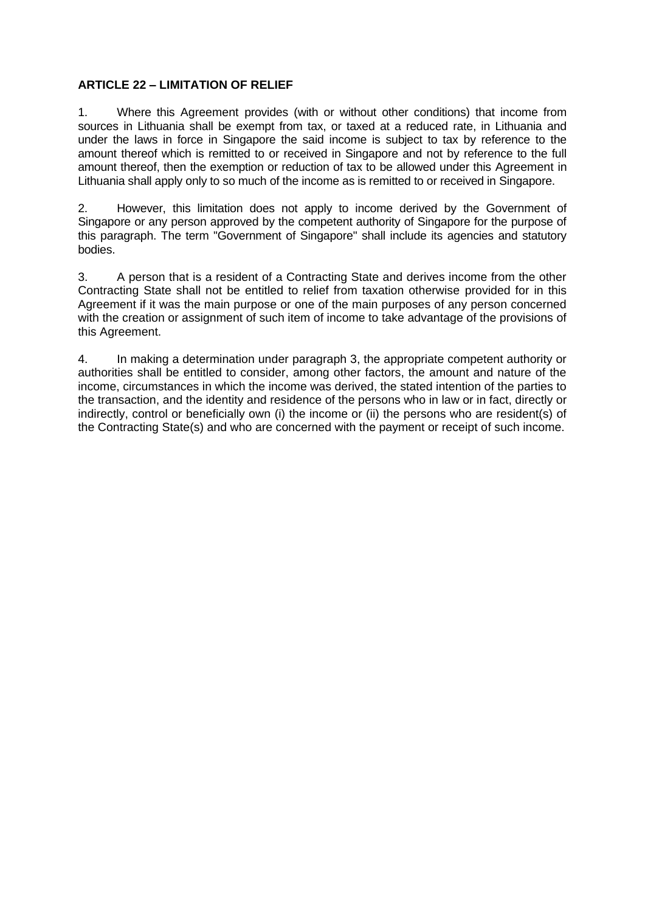**ARTICLE 22 – LIMITATION OF RELIEF**

1. Where this Agreement provides (with or without other conditions) that income from sources in Lithuania shall be exempt from tax, or taxed at a reduced rate, in Lithuania and under the laws in force in Singapore the said income is subject to tax by reference to the amount thereof which is remitted to or received in Singapore and not by reference to the full amount thereof, then the exemption or reduction of tax to be allowed under this Agreement in Lithuania shall apply only to so much of the income as is remitted to or received in Singapore.

2. However, this limitation does not apply to income derived by the Government of Singapore or any person approved by the competent authority of Singapore for the purpose of this paragraph. The term "Government of Singapore" shall include its agencies and statutory bodies.

3. A person that is a resident of a Contracting State and derives income from the other Contracting State shall not be entitled to relief from taxation otherwise provided for in this Agreement if it was the main purpose or one of the main purposes of any person concerned with the creation or assignment of such item of income to take advantage of the provisions of this Agreement.

4. In making a determination under paragraph 3, the appropriate competent authority or authorities shall be entitled to consider, among other factors, the amount and nature of the income, circumstances in which the income was derived, the stated intention of the parties to the transaction, and the identity and residence of the persons who in law or in fact, directly or indirectly, control or beneficially own (i) the income or (ii) the persons who are resident(s) of the Contracting State(s) and who are concerned with the payment or receipt of such income.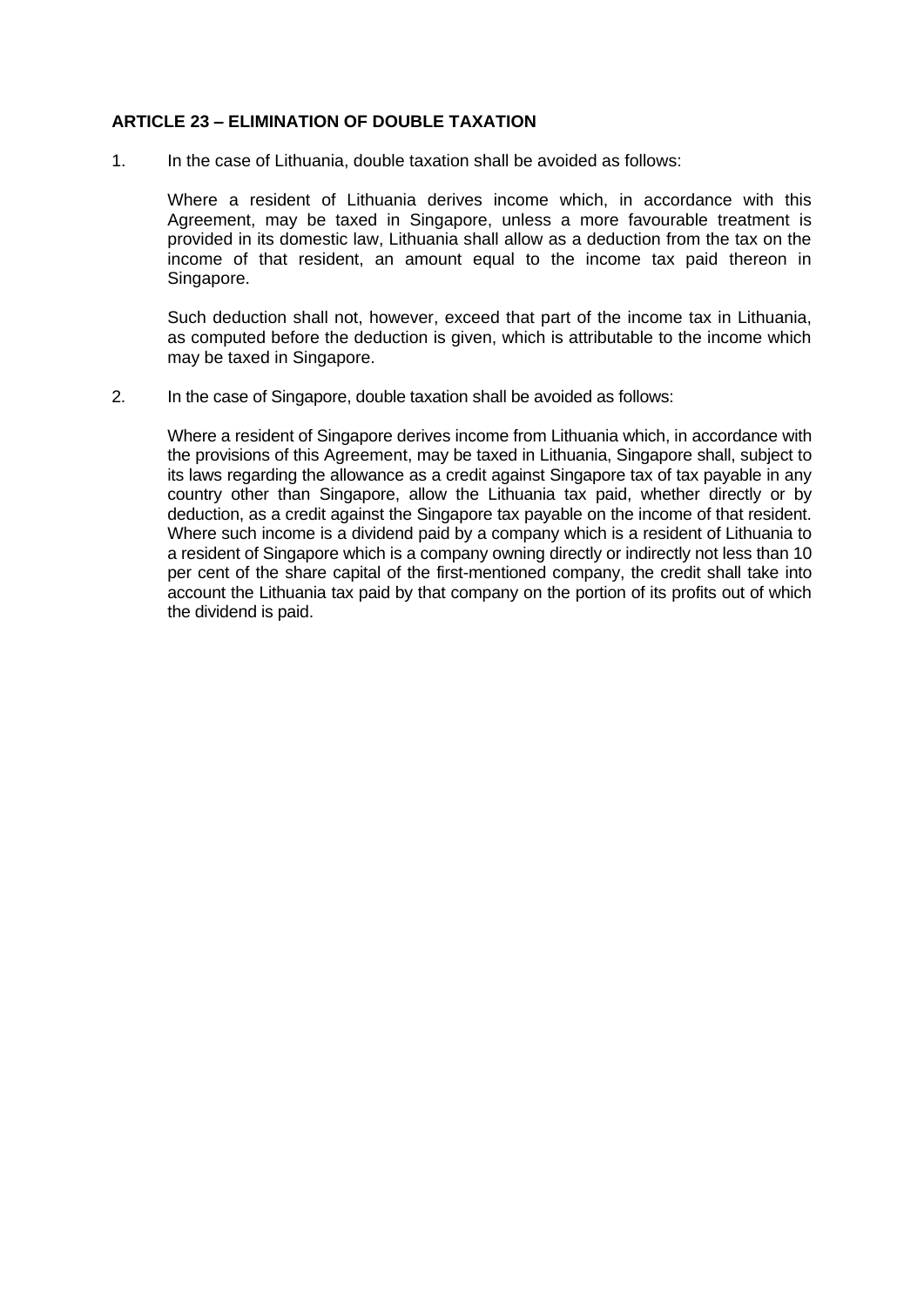**ARTICLE 23 – ELIMINATION OF DOUBLE TAXATION**

1. In the case of Lithuania, double taxation shall be avoided as follows:

   Where a resident of Lithuania derives income which, in accordance with this Agreement, may be taxed in Singapore, unless a more favourable treatment is provided in its domestic law, Lithuania shall allow as a deduction from the tax on the income of that resident, an amount equal to the income tax paid thereon in Singapore.

   Such deduction shall not, however, exceed that part of the income tax in Lithuania, as computed before the deduction is given, which is attributable to the income which may be taxed in Singapore.

2. In the case of Singapore, double taxation shall be avoided as follows:

   Where a resident of Singapore derives income from Lithuania which, in accordance with the provisions of this Agreement, may be taxed in Lithuania, Singapore shall, subject to its laws regarding the allowance as a credit against Singapore tax of tax payable in any country other than Singapore, allow the Lithuania tax paid, whether directly or by deduction, as a credit against the Singapore tax payable on the income of that resident. Where such income is a dividend paid by a company which is a resident of Lithuania to a resident of Singapore which is a company owning directly or indirectly not less than 10 per cent of the share capital of the first-mentioned company, the credit shall take into account the Lithuania tax paid by that company on the portion of its profits out of which the dividend is paid.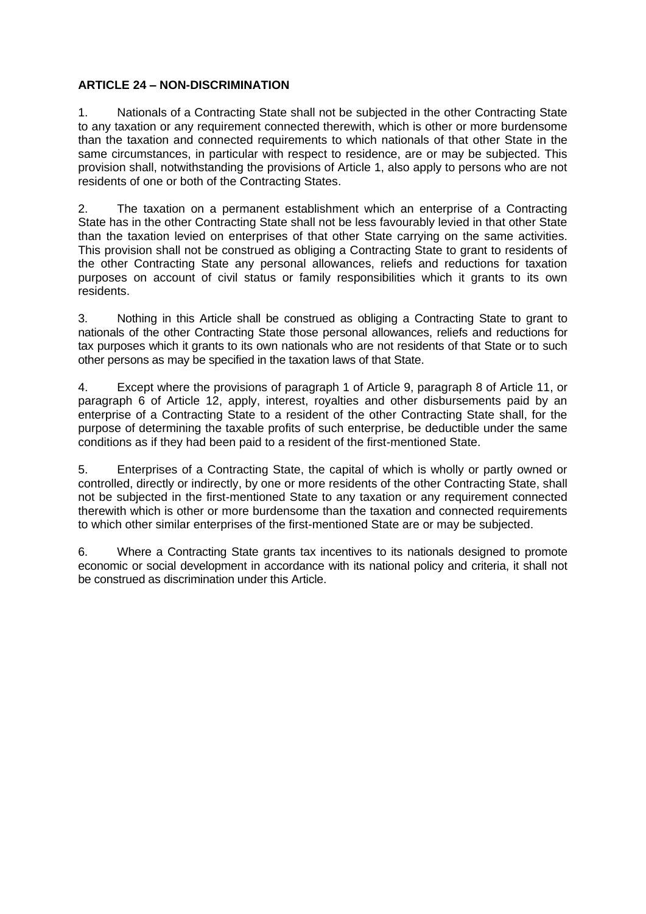**ARTICLE 24 – NON-DISCRIMINATION**

1. Nationals of a Contracting State shall not be subjected in the other Contracting State to any taxation or any requirement connected therewith, which is other or more burdensome than the taxation and connected requirements to which nationals of that other State in the same circumstances, in particular with respect to residence, are or may be subjected. This provision shall, notwithstanding the provisions of Article 1, also apply to persons who are not residents of one or both of the Contracting States.

2. The taxation on a permanent establishment which an enterprise of a Contracting State has in the other Contracting State shall not be less favourably levied in that other State than the taxation levied on enterprises of that other State carrying on the same activities. This provision shall not be construed as obliging a Contracting State to grant to residents of the other Contracting State any personal allowances, reliefs and reductions for taxation purposes on account of civil status or family responsibilities which it grants to its own residents.

3. Nothing in this Article shall be construed as obliging a Contracting State to grant to nationals of the other Contracting State those personal allowances, reliefs and reductions for tax purposes which it grants to its own nationals who are not residents of that State or to such other persons as may be specified in the taxation laws of that State.

4. Except where the provisions of paragraph 1 of Article 9, paragraph 8 of Article 11, or paragraph 6 of Article 12, apply, interest, royalties and other disbursements paid by an enterprise of a Contracting State to a resident of the other Contracting State shall, for the purpose of determining the taxable profits of such enterprise, be deductible under the same conditions as if they had been paid to a resident of the first-mentioned State.

5. Enterprises of a Contracting State, the capital of which is wholly or partly owned or controlled, directly or indirectly, by one or more residents of the other Contracting State, shall not be subjected in the first-mentioned State to any taxation or any requirement connected therewith which is other or more burdensome than the taxation and connected requirements to which other similar enterprises of the first-mentioned State are or may be subjected.

6. Where a Contracting State grants tax incentives to its nationals designed to promote economic or social development in accordance with its national policy and criteria, it shall not be construed as discrimination under this Article.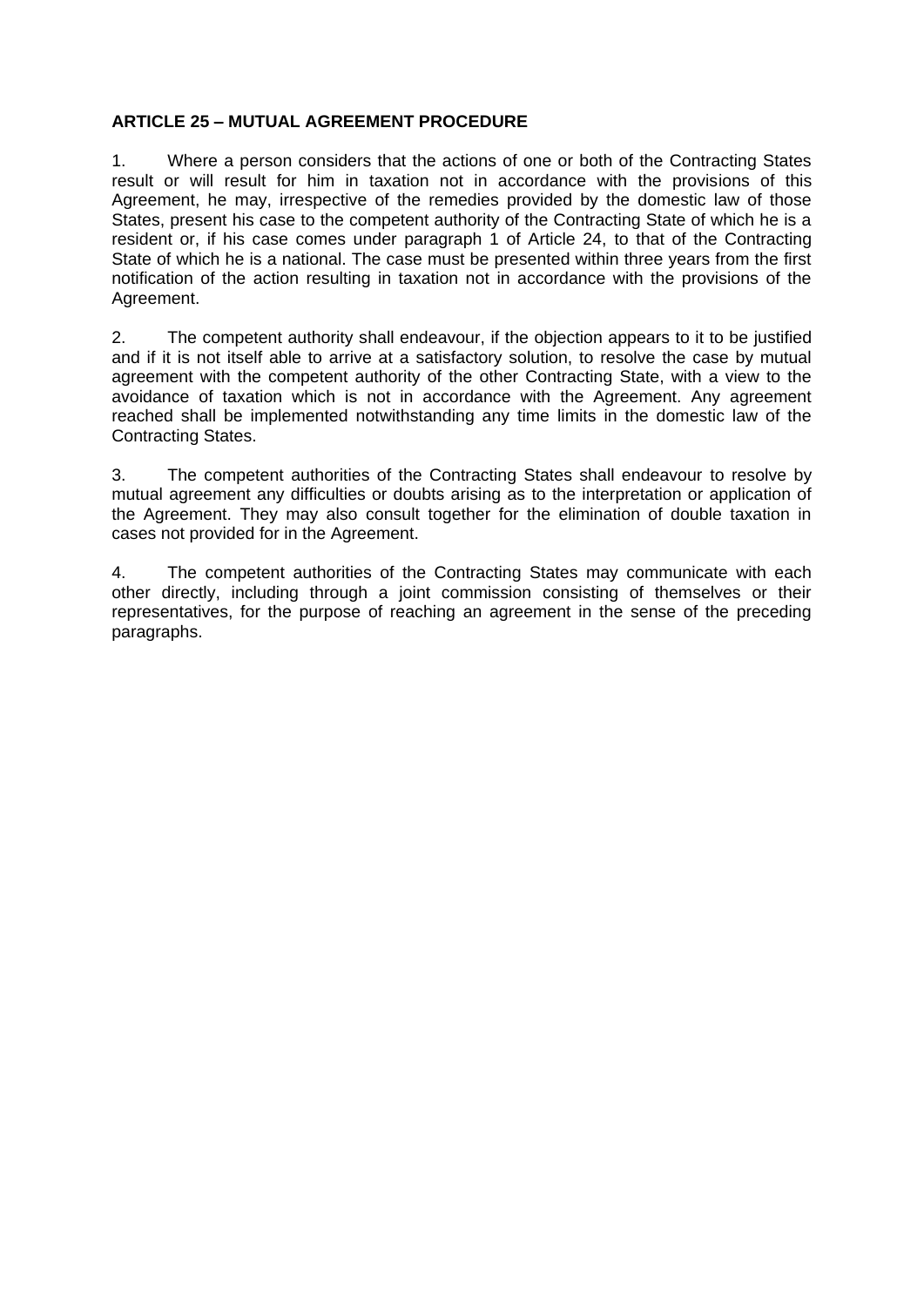**ARTICLE 25 – MUTUAL AGREEMENT PROCEDURE**

1. Where a person considers that the actions of one or both of the Contracting States result or will result for him in taxation not in accordance with the provisions of this Agreement, he may, irrespective of the remedies provided by the domestic law of those States, present his case to the competent authority of the Contracting State of which he is a resident or, if his case comes under paragraph 1 of Article 24, to that of the Contracting State of which he is a national. The case must be presented within three years from the first notification of the action resulting in taxation not in accordance with the provisions of the Agreement.

2. The competent authority shall endeavour, if the objection appears to it to be justified and if it is not itself able to arrive at a satisfactory solution, to resolve the case by mutual agreement with the competent authority of the other Contracting State, with a view to the avoidance of taxation which is not in accordance with the Agreement. Any agreement reached shall be implemented notwithstanding any time limits in the domestic law of the Contracting States.

3. The competent authorities of the Contracting States shall endeavour to resolve by mutual agreement any difficulties or doubts arising as to the interpretation or application of the Agreement. They may also consult together for the elimination of double taxation in cases not provided for in the Agreement.

4. The competent authorities of the Contracting States may communicate with each other directly, including through a joint commission consisting of themselves or their representatives, for the purpose of reaching an agreement in the sense of the preceding paragraphs.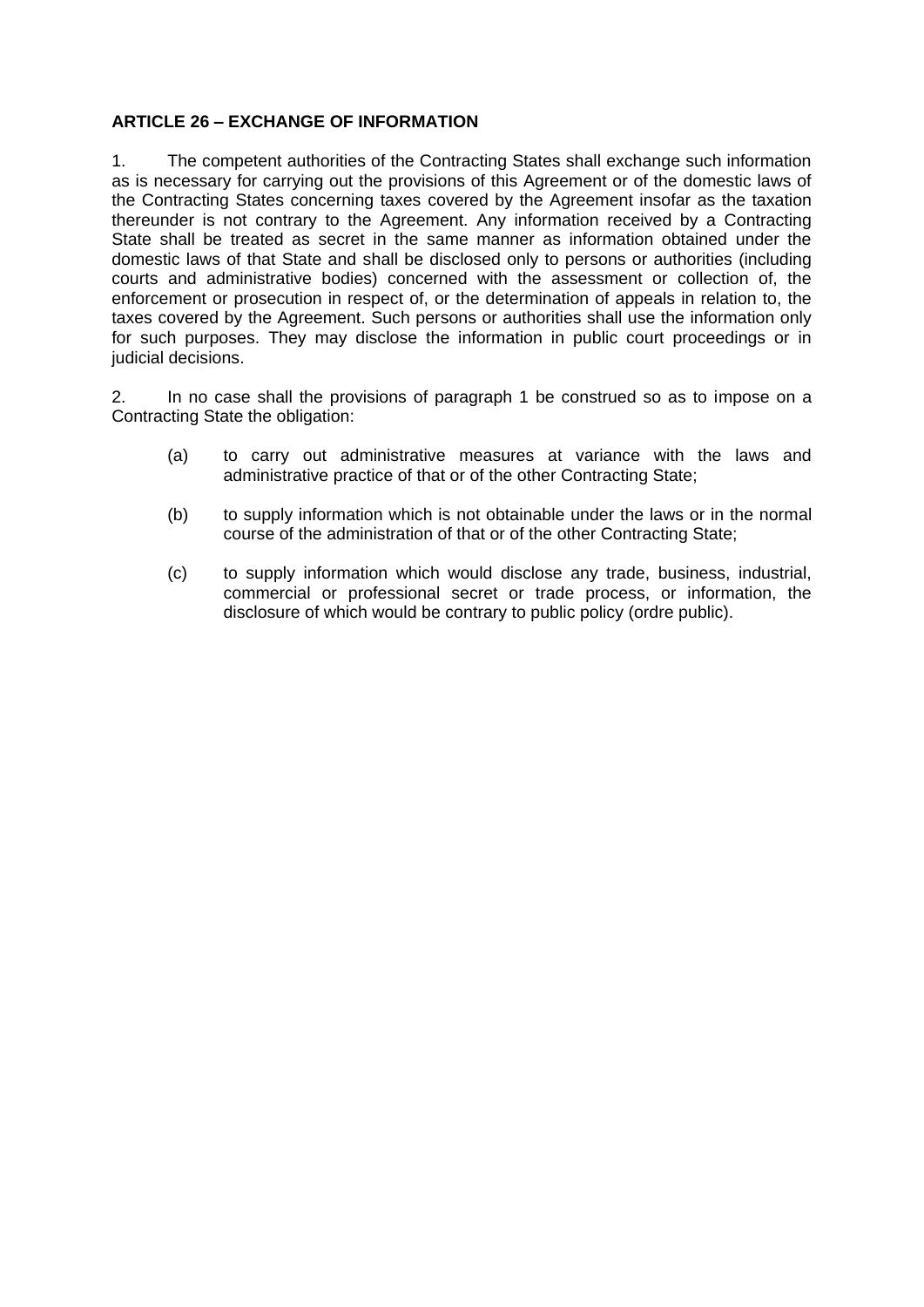**ARTICLE 26 – EXCHANGE OF INFORMATION**

1. The competent authorities of the Contracting States shall exchange such information as is necessary for carrying out the provisions of this Agreement or of the domestic laws of the Contracting States concerning taxes covered by the Agreement insofar as the taxation thereunder is not contrary to the Agreement. Any information received by a Contracting State shall be treated as secret in the same manner as information obtained under the domestic laws of that State and shall be disclosed only to persons or authorities (including courts and administrative bodies) concerned with the assessment or collection of, the enforcement or prosecution in respect of, or the determination of appeals in relation to, the taxes covered by the Agreement. Such persons or authorities shall use the information only for such purposes. They may disclose the information in public court proceedings or in judicial decisions.

2. In no case shall the provisions of paragraph 1 be construed so as to impose on a Contracting State the obligation:

(a) to carry out administrative measures at variance with the laws and administrative practice of that or of the other Contracting State;

(b) to supply information which is not obtainable under the laws or in the normal course of the administration of that or of the other Contracting State;

(c) to supply information which would disclose any trade, business, industrial, commercial or professional secret or trade process, or information, the disclosure of which would be contrary to public policy (ordre public).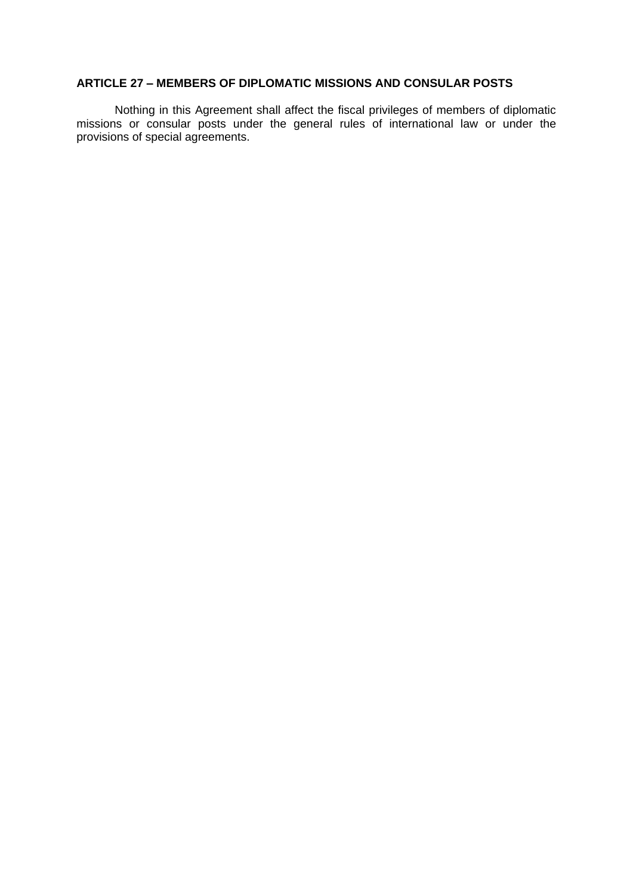**ARTICLE 27 – MEMBERS OF DIPLOMATIC MISSIONS AND CONSULAR POSTS**

Nothing in this Agreement shall affect the fiscal privileges of members of diplomatic missions or consular posts under the general rules of international law or under the provisions of special agreements.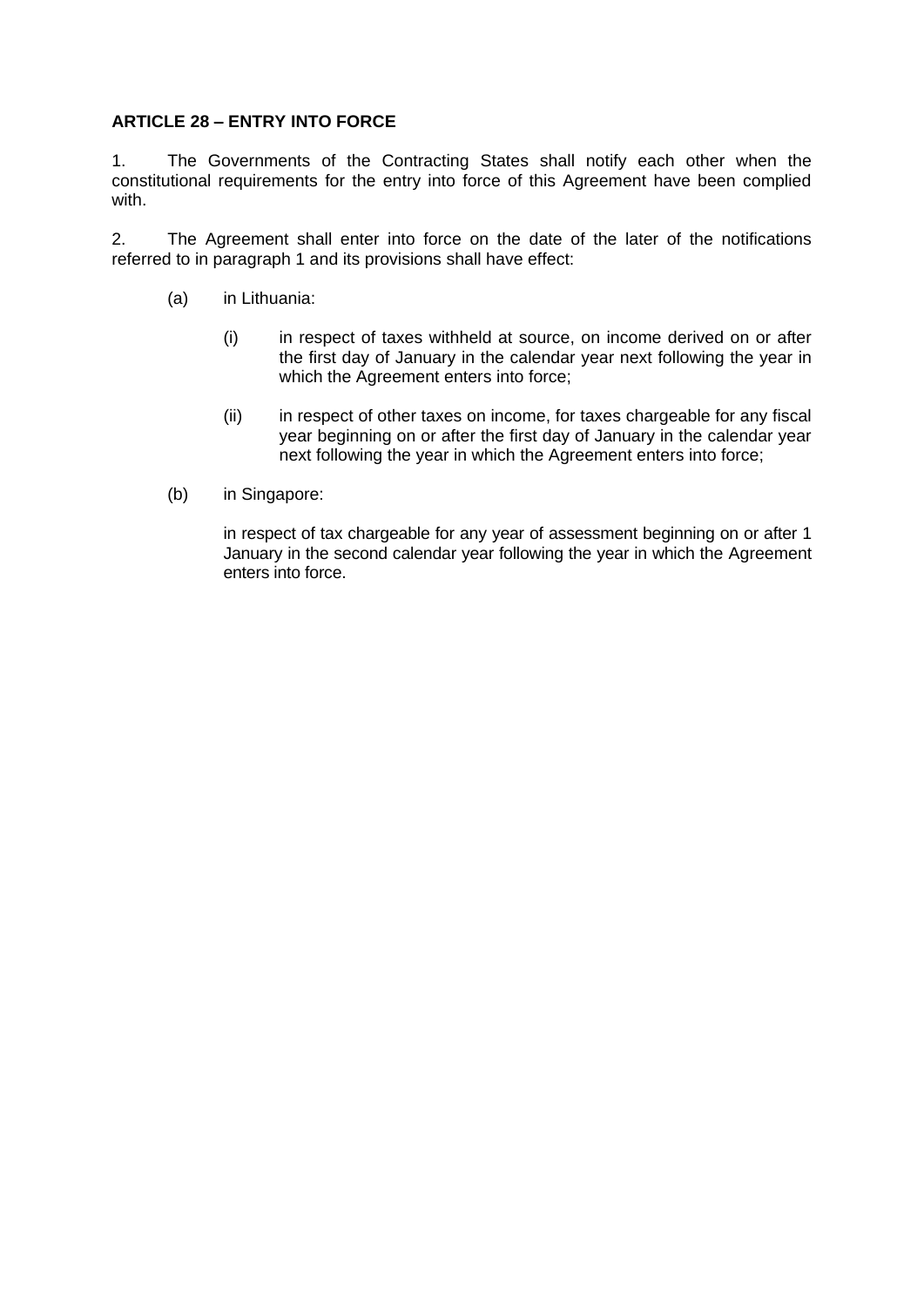**ARTICLE 28 – ENTRY INTO FORCE**

1. The Governments of the Contracting States shall notify each other when the constitutional requirements for the entry into force of this Agreement have been complied with.

2. The Agreement shall enter into force on the date of the later of the notifications referred to in paragraph 1 and its provisions shall have effect:

(a) in Lithuania:

(i) in respect of taxes withheld at source, on income derived on or after the first day of January in the calendar year next following the year in which the Agreement enters into force;

(ii) in respect of other taxes on income, for taxes chargeable for any fiscal year beginning on or after the first day of January in the calendar year next following the year in which the Agreement enters into force;

(b) in Singapore:

in respect of tax chargeable for any year of assessment beginning on or after 1 January in the second calendar year following the year in which the Agreement enters into force.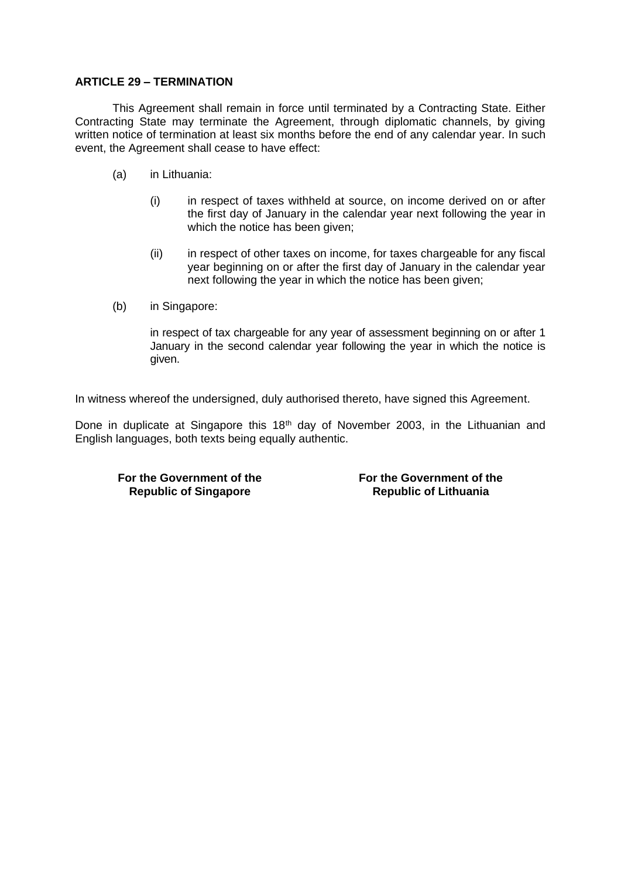**ARTICLE 29 – TERMINATION**

This Agreement shall remain in force until terminated by a Contracting State. Either Contracting State may terminate the Agreement, through diplomatic channels, by giving written notice of termination at least six months before the end of any calendar year. In such event, the Agreement shall cease to have effect:

(a) in Lithuania:

(i) in respect of taxes withheld at source, on income derived on or after the first day of January in the calendar year next following the year in which the notice has been given;

(ii) in respect of other taxes on income, for taxes chargeable for any fiscal year beginning on or after the first day of January in the calendar year next following the year in which the notice has been given;

(b) in Singapore:

in respect of tax chargeable for any year of assessment beginning on or after 1 January in the second calendar year following the year in which the notice is given.

In witness whereof the undersigned, duly authorised thereto, have signed this Agreement.

Done in duplicate at Singapore this 18th day of November 2003, in the Lithuanian and English languages, both texts being equally authentic.

**For the Government of the Republic of Singapore**

**For the Government of the Republic of Lithuania**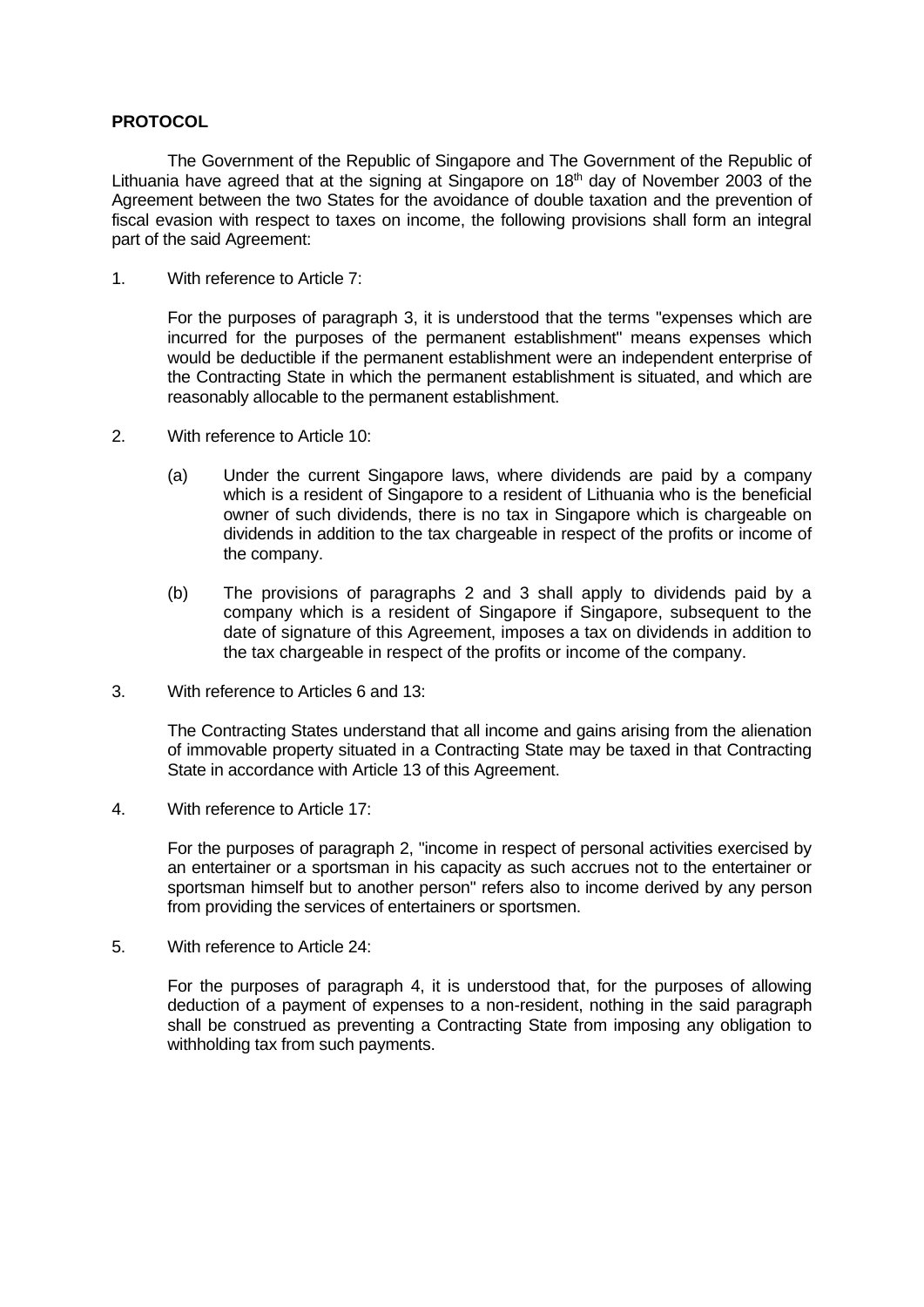**PROTOCOL**

The Government of the Republic of Singapore and The Government of the Republic of Lithuania have agreed that at the signing at Singapore on 18th day of November 2003 of the Agreement between the two States for the avoidance of double taxation and the prevention of fiscal evasion with respect to taxes on income, the following provisions shall form an integral part of the said Agreement:

1. With reference to Article 7:

   For the purposes of paragraph 3, it is understood that the terms "expenses which are incurred for the purposes of the permanent establishment" means expenses which would be deductible if the permanent establishment were an independent enterprise of the Contracting State in which the permanent establishment is situated, and which are reasonably allocable to the permanent establishment.

2. With reference to Article 10:

   (a) Under the current Singapore laws, where dividends are paid by a company which is a resident of Singapore to a resident of Lithuania who is the beneficial owner of such dividends, there is no tax in Singapore which is chargeable on dividends in addition to the tax chargeable in respect of the profits or income of the company.

   (b) The provisions of paragraphs 2 and 3 shall apply to dividends paid by a company which is a resident of Singapore if Singapore, subsequent to the date of signature of this Agreement, imposes a tax on dividends in addition to the tax chargeable in respect of the profits or income of the company.

3. With reference to Articles 6 and 13:

   The Contracting States understand that all income and gains arising from the alienation of immovable property situated in a Contracting State may be taxed in that Contracting State in accordance with Article 13 of this Agreement.

4. With reference to Article 17:

   For the purposes of paragraph 2, "income in respect of personal activities exercised by an entertainer or a sportsman in his capacity as such accrues not to the entertainer or sportsman himself but to another person" refers also to income derived by any person from providing the services of entertainers or sportsmen.

5. With reference to Article 24:

   For the purposes of paragraph 4, it is understood that, for the purposes of allowing deduction of a payment of expenses to a non-resident, nothing in the said paragraph shall be construed as preventing a Contracting State from imposing any obligation to withholding tax from such payments.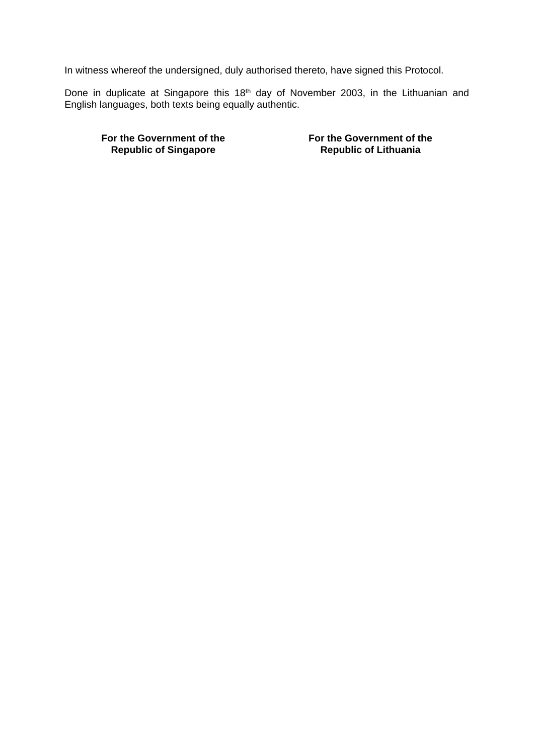In witness whereof the undersigned, duly authorised thereto, have signed this Protocol.

Done in duplicate at Singapore this 18th day of November 2003, in the Lithuanian and English languages, both texts being equally authentic.

| | |
|---|---|
| **For the Government of the Republic of Singapore** | **For the Government of the Republic of Lithuania** |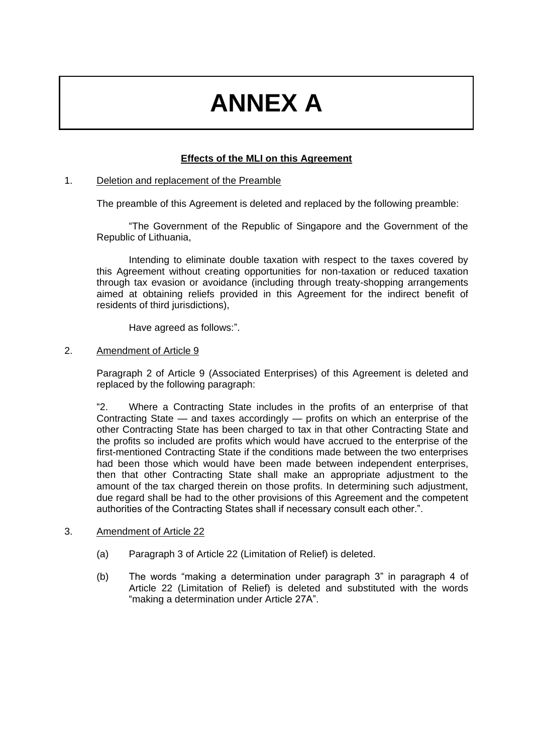# ANNEX A

**Effects of the MLI on this Agreement**

1. Deletion and replacement of the Preamble

   The preamble of this Agreement is deleted and replaced by the following preamble:

   "The Government of the Republic of Singapore and the Government of the Republic of Lithuania,

   Intending to eliminate double taxation with respect to the taxes covered by this Agreement without creating opportunities for non-taxation or reduced taxation through tax evasion or avoidance (including through treaty-shopping arrangements aimed at obtaining reliefs provided in this Agreement for the indirect benefit of residents of third jurisdictions),

   Have agreed as follows:".

2. Amendment of Article 9

   Paragraph 2 of Article 9 (Associated Enterprises) of this Agreement is deleted and replaced by the following paragraph:

   "2. Where a Contracting State includes in the profits of an enterprise of that Contracting State — and taxes accordingly — profits on which an enterprise of the other Contracting State has been charged to tax in that other Contracting State and the profits so included are profits which would have accrued to the enterprise of the first-mentioned Contracting State if the conditions made between the two enterprises had been those which would have been made between independent enterprises, then that other Contracting State shall make an appropriate adjustment to the amount of the tax charged therein on those profits. In determining such adjustment, due regard shall be had to the other provisions of this Agreement and the competent authorities of the Contracting States shall if necessary consult each other.".

3. Amendment of Article 22

   (a) Paragraph 3 of Article 22 (Limitation of Relief) is deleted.

   (b) The words "making a determination under paragraph 3" in paragraph 4 of Article 22 (Limitation of Relief) is deleted and substituted with the words "making a determination under Article 27A".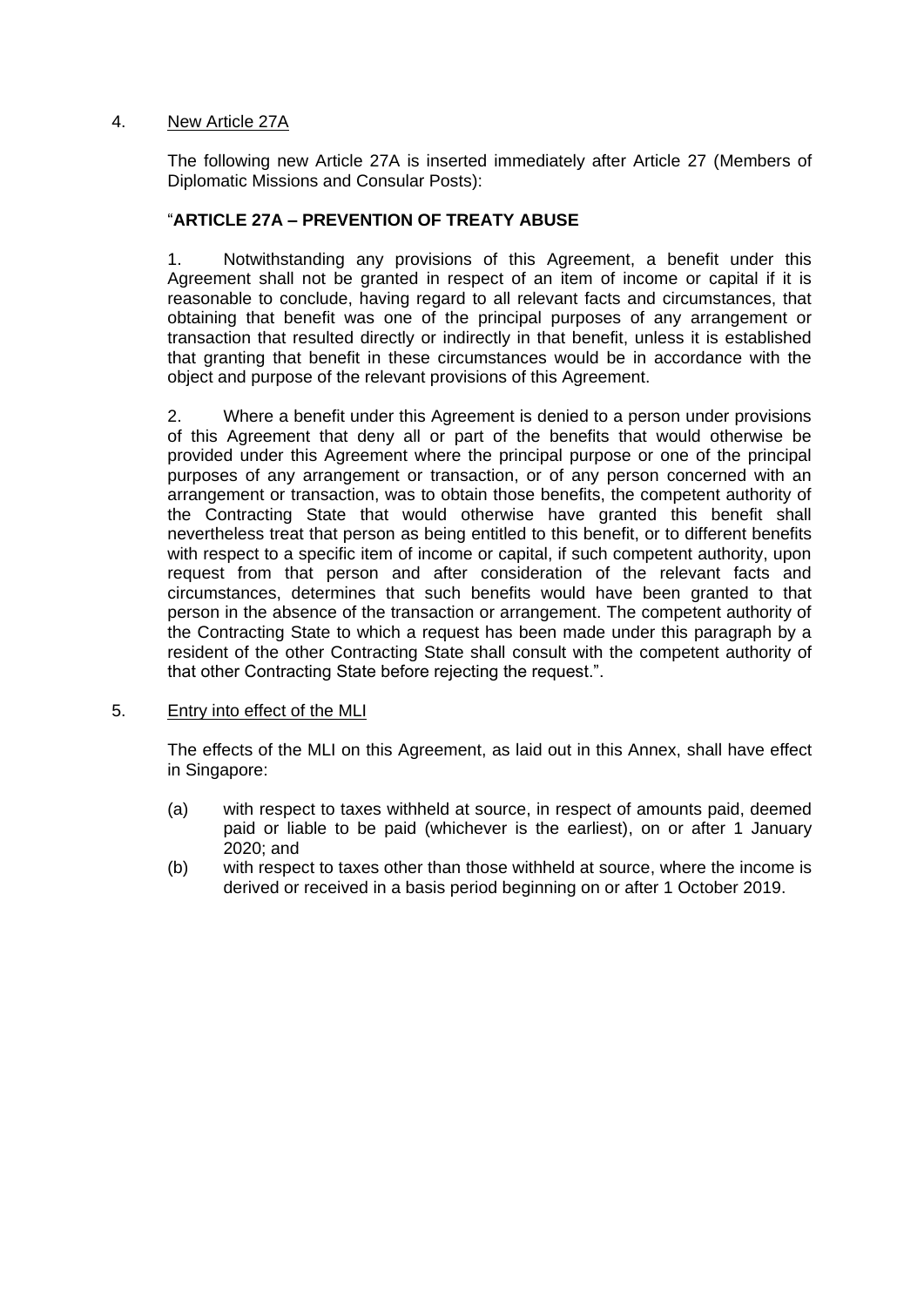4. <u>New Article 27A</u>

The following new Article 27A is inserted immediately after Article 27 (Members of Diplomatic Missions and Consular Posts):

"**ARTICLE 27A – PREVENTION OF TREATY ABUSE**

1. Notwithstanding any provisions of this Agreement, a benefit under this Agreement shall not be granted in respect of an item of income or capital if it is reasonable to conclude, having regard to all relevant facts and circumstances, that obtaining that benefit was one of the principal purposes of any arrangement or transaction that resulted directly or indirectly in that benefit, unless it is established that granting that benefit in these circumstances would be in accordance with the object and purpose of the relevant provisions of this Agreement.

2. Where a benefit under this Agreement is denied to a person under provisions of this Agreement that deny all or part of the benefits that would otherwise be provided under this Agreement where the principal purpose or one of the principal purposes of any arrangement or transaction, or of any person concerned with an arrangement or transaction, was to obtain those benefits, the competent authority of the Contracting State that would otherwise have granted this benefit shall nevertheless treat that person as being entitled to this benefit, or to different benefits with respect to a specific item of income or capital, if such competent authority, upon request from that person and after consideration of the relevant facts and circumstances, determines that such benefits would have been granted to that person in the absence of the transaction or arrangement. The competent authority of the Contracting State to which a request has been made under this paragraph by a resident of the other Contracting State shall consult with the competent authority of that other Contracting State before rejecting the request.".

5. <u>Entry into effect of the MLI</u>

The effects of the MLI on this Agreement, as laid out in this Annex, shall have effect in Singapore:

(a) with respect to taxes withheld at source, in respect of amounts paid, deemed paid or liable to be paid (whichever is the earliest), on or after 1 January 2020; and

(b) with respect to taxes other than those withheld at source, where the income is derived or received in a basis period beginning on or after 1 October 2019.